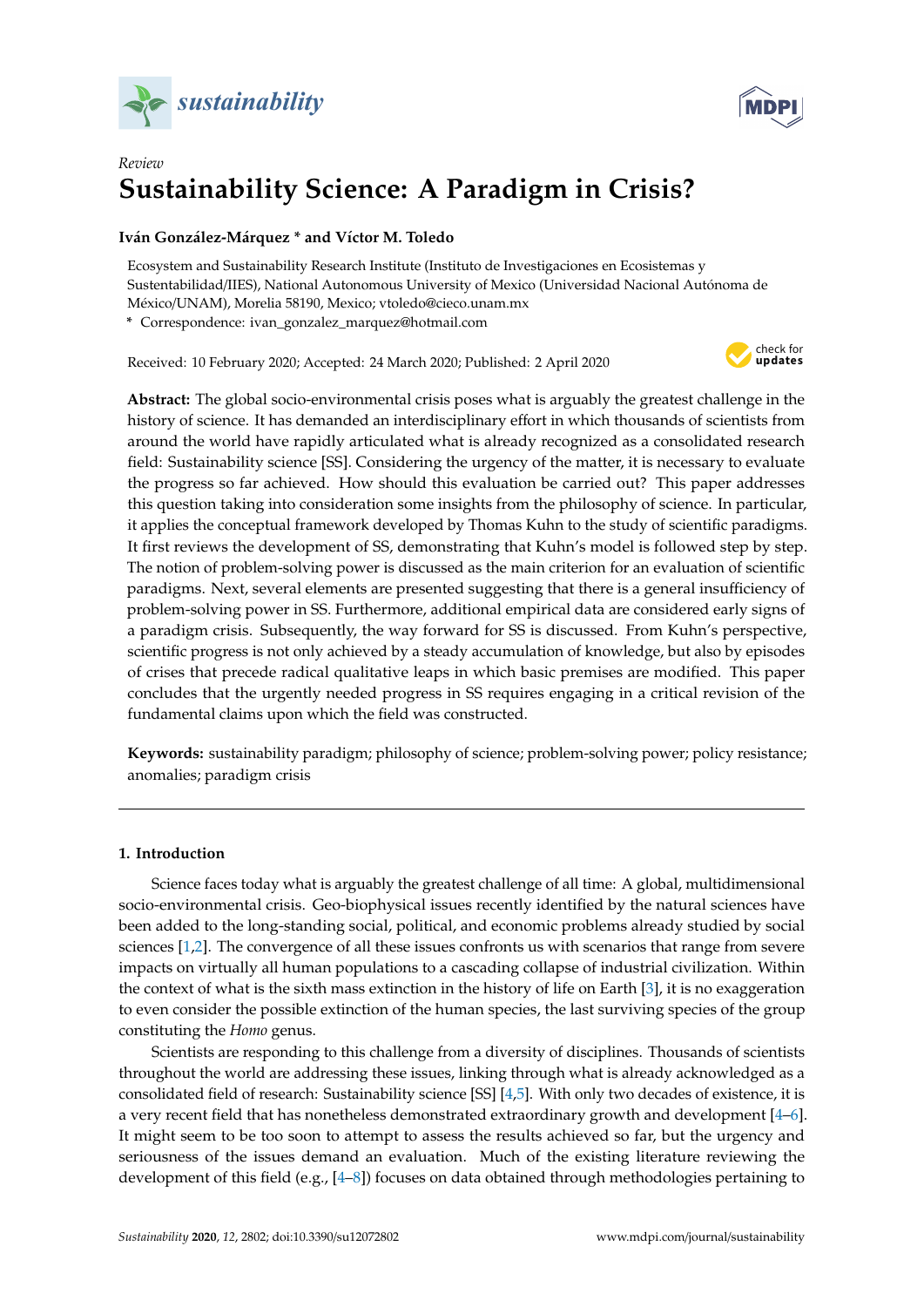Review

# Sustainability Science: A Paradigm in Crisis?

**Iván González-Márquez * and Víctor M. Toledo**

Ecosystem and Sustainability Research Institute (Instituto de Investigaciones en Ecosistemas y Sustentabilidad/IIES), National Autonomous University of Mexico (Universidad Nacional Autónoma de México/UNAM), Morelia 58190, Mexico; vtoledo@cieco.unam.mx

* Correspondence: ivan_gonzalez_marquez@hotmail.com

Received: 10 February 2020; Accepted: 24 March 2020; Published: 2 April 2020

**Abstract:** The global socio-environmental crisis poses what is arguably the greatest challenge in the history of science. It has demanded an interdisciplinary effort in which thousands of scientists from around the world have rapidly articulated what is already recognized as a consolidated research field: Sustainability science [SS]. Considering the urgency of the matter, it is necessary to evaluate the progress so far achieved. How should this evaluation be carried out? This paper addresses this question taking into consideration some insights from the philosophy of science. In particular, it applies the conceptual framework developed by Thomas Kuhn to the study of scientific paradigms. It first reviews the development of SS, demonstrating that Kuhn's model is followed step by step. The notion of problem-solving power is discussed as the main criterion for an evaluation of scientific paradigms. Next, several elements are presented suggesting that there is a general insufficiency of problem-solving power in SS. Furthermore, additional empirical data are considered early signs of a paradigm crisis. Subsequently, the way forward for SS is discussed. From Kuhn's perspective, scientific progress is not only achieved by a steady accumulation of knowledge, but also by episodes of crises that precede radical qualitative leaps in which basic premises are modified. This paper concludes that the urgently needed progress in SS requires engaging in a critical revision of the fundamental claims upon which the field was constructed.

**Keywords:** sustainability paradigm; philosophy of science; problem-solving power; policy resistance; anomalies; paradigm crisis

## 1. Introduction

Science faces today what is arguably the greatest challenge of all time: A global, multidimensional socio-environmental crisis. Geo-biophysical issues recently identified by the natural sciences have been added to the long-standing social, political, and economic problems already studied by social sciences [1,2]. The convergence of all these issues confronts us with scenarios that range from severe impacts on virtually all human populations to a cascading collapse of industrial civilization. Within the context of what is the sixth mass extinction in the history of life on Earth [3], it is no exaggeration to even consider the possible extinction of the human species, the last surviving species of the group constituting the *Homo* genus.

Scientists are responding to this challenge from a diversity of disciplines. Thousands of scientists throughout the world are addressing these issues, linking through what is already acknowledged as a consolidated field of research: Sustainability science [SS] [4,5]. With only two decades of existence, it is a very recent field that has nonetheless demonstrated extraordinary growth and development [4–6]. It might seem to be too soon to attempt to assess the results achieved so far, but the urgency and seriousness of the issues demand an evaluation. Much of the existing literature reviewing the development of this field (e.g., [4–8]) focuses on data obtained through methodologies pertaining to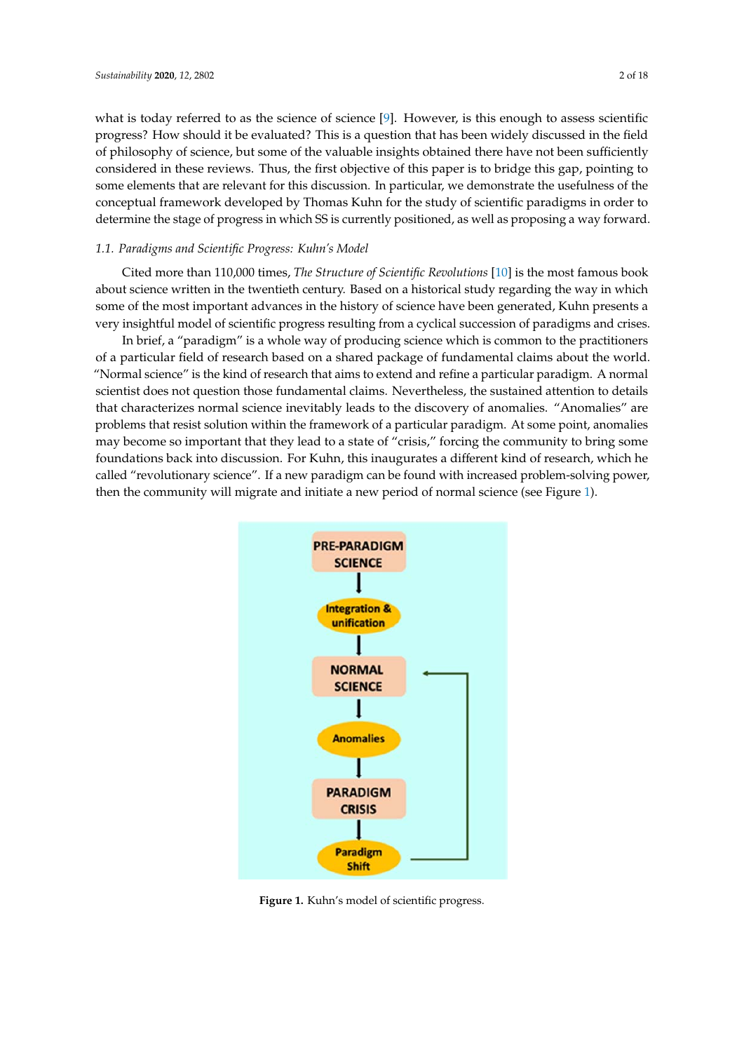what is today referred to as the science of science [9]. However, is this enough to assess scientific progress? How should it be evaluated? This is a question that has been widely discussed in the field of philosophy of science, but some of the valuable insights obtained there have not been sufficiently considered in these reviews. Thus, the first objective of this paper is to bridge this gap, pointing to some elements that are relevant for this discussion. In particular, we demonstrate the usefulness of the conceptual framework developed by Thomas Kuhn for the study of scientific paradigms in order to determine the stage of progress in which SS is currently positioned, as well as proposing a way forward.

### 1.1. Paradigms and Scientific Progress: Kuhn's Model

Cited more than 110,000 times, *The Structure of Scientific Revolutions* [10] is the most famous book about science written in the twentieth century. Based on a historical study regarding the way in which some of the most important advances in the history of science have been generated, Kuhn presents a very insightful model of scientific progress resulting from a cyclical succession of paradigms and crises.

In brief, a "paradigm" is a whole way of producing science which is common to the practitioners of a particular field of research based on a shared package of fundamental claims about the world. "Normal science" is the kind of research that aims to extend and refine a particular paradigm. A normal scientist does not question those fundamental claims. Nevertheless, the sustained attention to details that characterizes normal science inevitably leads to the discovery of anomalies. "Anomalies" are problems that resist solution within the framework of a particular paradigm. At some point, anomalies may become so important that they lead to a state of "crisis," forcing the community to bring some foundations back into discussion. For Kuhn, this inaugurates a different kind of research, which he called "revolutionary science". If a new paradigm can be found with increased problem-solving power, then the community will migrate and initiate a new period of normal science (see Figure 1).

PRE-PARADIGM SCIENCE → Integration & unification → NORMAL SCIENCE → Anomalies → PARADIGM CRISIS → Paradigm Shift → (back to NORMAL SCIENCE)

**Figure 1.** Kuhn's model of scientific progress.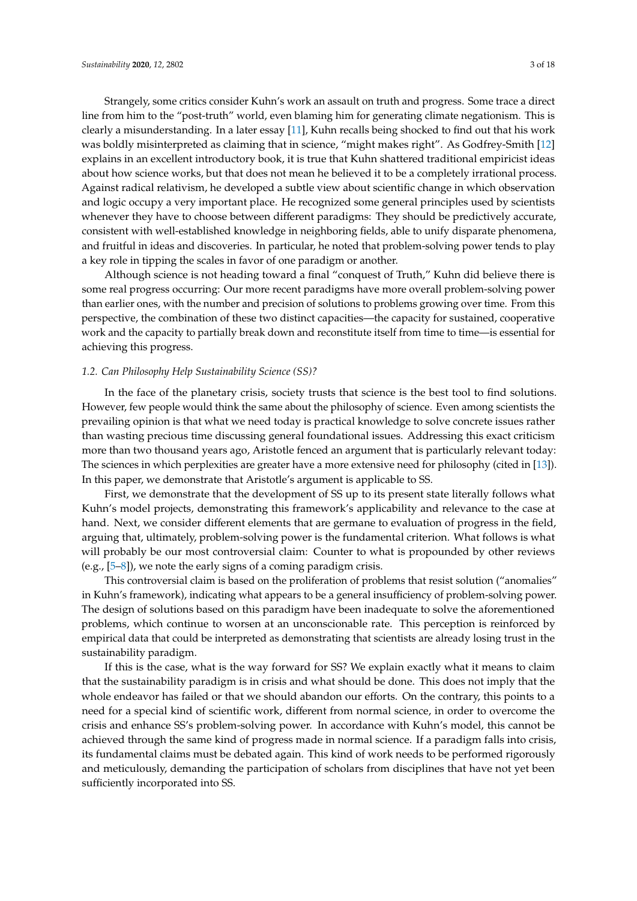Strangely, some critics consider Kuhn's work an assault on truth and progress. Some trace a direct line from him to the "post-truth" world, even blaming him for generating climate negationism. This is clearly a misunderstanding. In a later essay [11], Kuhn recalls being shocked to find out that his work was boldly misinterpreted as claiming that in science, "might makes right". As Godfrey-Smith [12] explains in an excellent introductory book, it is true that Kuhn shattered traditional empiricist ideas about how science works, but that does not mean he believed it to be a completely irrational process. Against radical relativism, he developed a subtle view about scientific change in which observation and logic occupy a very important place. He recognized some general principles used by scientists whenever they have to choose between different paradigms: They should be predictively accurate, consistent with well-established knowledge in neighboring fields, able to unify disparate phenomena, and fruitful in ideas and discoveries. In particular, he noted that problem-solving power tends to play a key role in tipping the scales in favor of one paradigm or another.

Although science is not heading toward a final "conquest of Truth," Kuhn did believe there is some real progress occurring: Our more recent paradigms have more overall problem-solving power than earlier ones, with the number and precision of solutions to problems growing over time. From this perspective, the combination of these two distinct capacities—the capacity for sustained, cooperative work and the capacity to partially break down and reconstitute itself from time to time—is essential for achieving this progress.

### *1.2. Can Philosophy Help Sustainability Science (SS)?*

In the face of the planetary crisis, society trusts that science is the best tool to find solutions. However, few people would think the same about the philosophy of science. Even among scientists the prevailing opinion is that what we need today is practical knowledge to solve concrete issues rather than wasting precious time discussing general foundational issues. Addressing this exact criticism more than two thousand years ago, Aristotle fenced an argument that is particularly relevant today: The sciences in which perplexities are greater have a more extensive need for philosophy (cited in [13]). In this paper, we demonstrate that Aristotle's argument is applicable to SS.

First, we demonstrate that the development of SS up to its present state literally follows what Kuhn's model projects, demonstrating this framework's applicability and relevance to the case at hand. Next, we consider different elements that are germane to evaluation of progress in the field, arguing that, ultimately, problem-solving power is the fundamental criterion. What follows is what will probably be our most controversial claim: Counter to what is propounded by other reviews (e.g., [5–8]), we note the early signs of a coming paradigm crisis.

This controversial claim is based on the proliferation of problems that resist solution ("anomalies" in Kuhn's framework), indicating what appears to be a general insufficiency of problem-solving power. The design of solutions based on this paradigm have been inadequate to solve the aforementioned problems, which continue to worsen at an unconscionable rate. This perception is reinforced by empirical data that could be interpreted as demonstrating that scientists are already losing trust in the sustainability paradigm.

If this is the case, what is the way forward for SS? We explain exactly what it means to claim that the sustainability paradigm is in crisis and what should be done. This does not imply that the whole endeavor has failed or that we should abandon our efforts. On the contrary, this points to a need for a special kind of scientific work, different from normal science, in order to overcome the crisis and enhance SS's problem-solving power. In accordance with Kuhn's model, this cannot be achieved through the same kind of progress made in normal science. If a paradigm falls into crisis, its fundamental claims must be debated again. This kind of work needs to be performed rigorously and meticulously, demanding the participation of scholars from disciplines that have not yet been sufficiently incorporated into SS.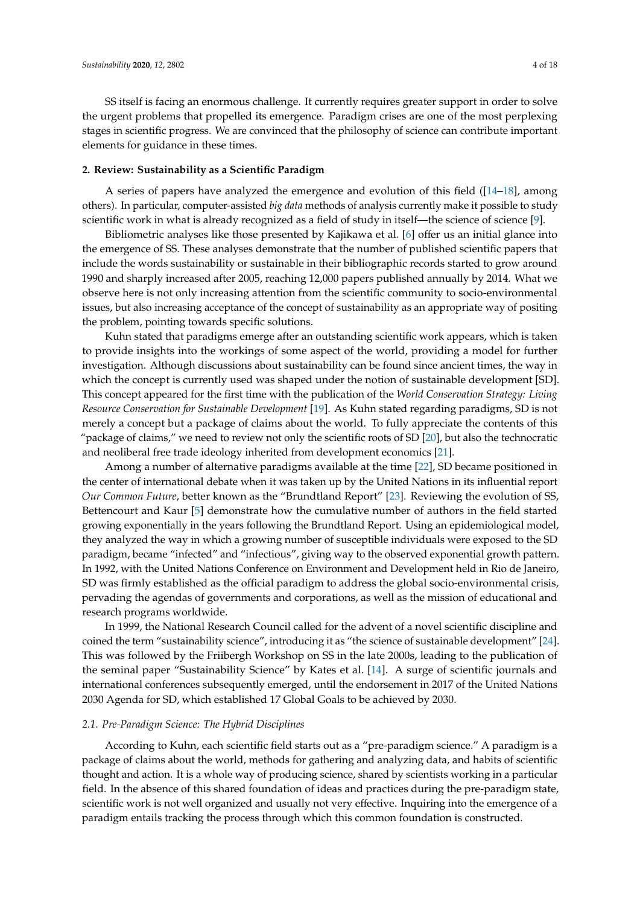SS itself is facing an enormous challenge. It currently requires greater support in order to solve the urgent problems that propelled its emergence. Paradigm crises are one of the most perplexing stages in scientific progress. We are convinced that the philosophy of science can contribute important elements for guidance in these times.

## 2. Review: Sustainability as a Scientific Paradigm

A series of papers have analyzed the emergence and evolution of this field ([14–18], among others). In particular, computer-assisted *big data* methods of analysis currently make it possible to study scientific work in what is already recognized as a field of study in itself—the science of science [9].

Bibliometric analyses like those presented by Kajikawa et al. [6] offer us an initial glance into the emergence of SS. These analyses demonstrate that the number of published scientific papers that include the words sustainability or sustainable in their bibliographic records started to grow around 1990 and sharply increased after 2005, reaching 12,000 papers published annually by 2014. What we observe here is not only increasing attention from the scientific community to socio-environmental issues, but also increasing acceptance of the concept of sustainability as an appropriate way of positing the problem, pointing towards specific solutions.

Kuhn stated that paradigms emerge after an outstanding scientific work appears, which is taken to provide insights into the workings of some aspect of the world, providing a model for further investigation. Although discussions about sustainability can be found since ancient times, the way in which the concept is currently used was shaped under the notion of sustainable development [SD]. This concept appeared for the first time with the publication of the *World Conservation Strategy: Living Resource Conservation for Sustainable Development* [19]. As Kuhn stated regarding paradigms, SD is not merely a concept but a package of claims about the world. To fully appreciate the contents of this "package of claims," we need to review not only the scientific roots of SD [20], but also the technocratic and neoliberal free trade ideology inherited from development economics [21].

Among a number of alternative paradigms available at the time [22], SD became positioned in the center of international debate when it was taken up by the United Nations in its influential report *Our Common Future*, better known as the "Brundtland Report" [23]. Reviewing the evolution of SS, Bettencourt and Kaur [5] demonstrate how the cumulative number of authors in the field started growing exponentially in the years following the Brundtland Report. Using an epidemiological model, they analyzed the way in which a growing number of susceptible individuals were exposed to the SD paradigm, became "infected" and "infectious", giving way to the observed exponential growth pattern. In 1992, with the United Nations Conference on Environment and Development held in Rio de Janeiro, SD was firmly established as the official paradigm to address the global socio-environmental crisis, pervading the agendas of governments and corporations, as well as the mission of educational and research programs worldwide.

In 1999, the National Research Council called for the advent of a novel scientific discipline and coined the term "sustainability science", introducing it as "the science of sustainable development" [24]. This was followed by the Friibergh Workshop on SS in the late 2000s, leading to the publication of the seminal paper "Sustainability Science" by Kates et al. [14]. A surge of scientific journals and international conferences subsequently emerged, until the endorsement in 2017 of the United Nations 2030 Agenda for SD, which established 17 Global Goals to be achieved by 2030.

### 2.1. Pre-Paradigm Science: The Hybrid Disciplines

According to Kuhn, each scientific field starts out as a "pre-paradigm science." A paradigm is a package of claims about the world, methods for gathering and analyzing data, and habits of scientific thought and action. It is a whole way of producing science, shared by scientists working in a particular field. In the absence of this shared foundation of ideas and practices during the pre-paradigm state, scientific work is not well organized and usually not very effective. Inquiring into the emergence of a paradigm entails tracking the process through which this common foundation is constructed.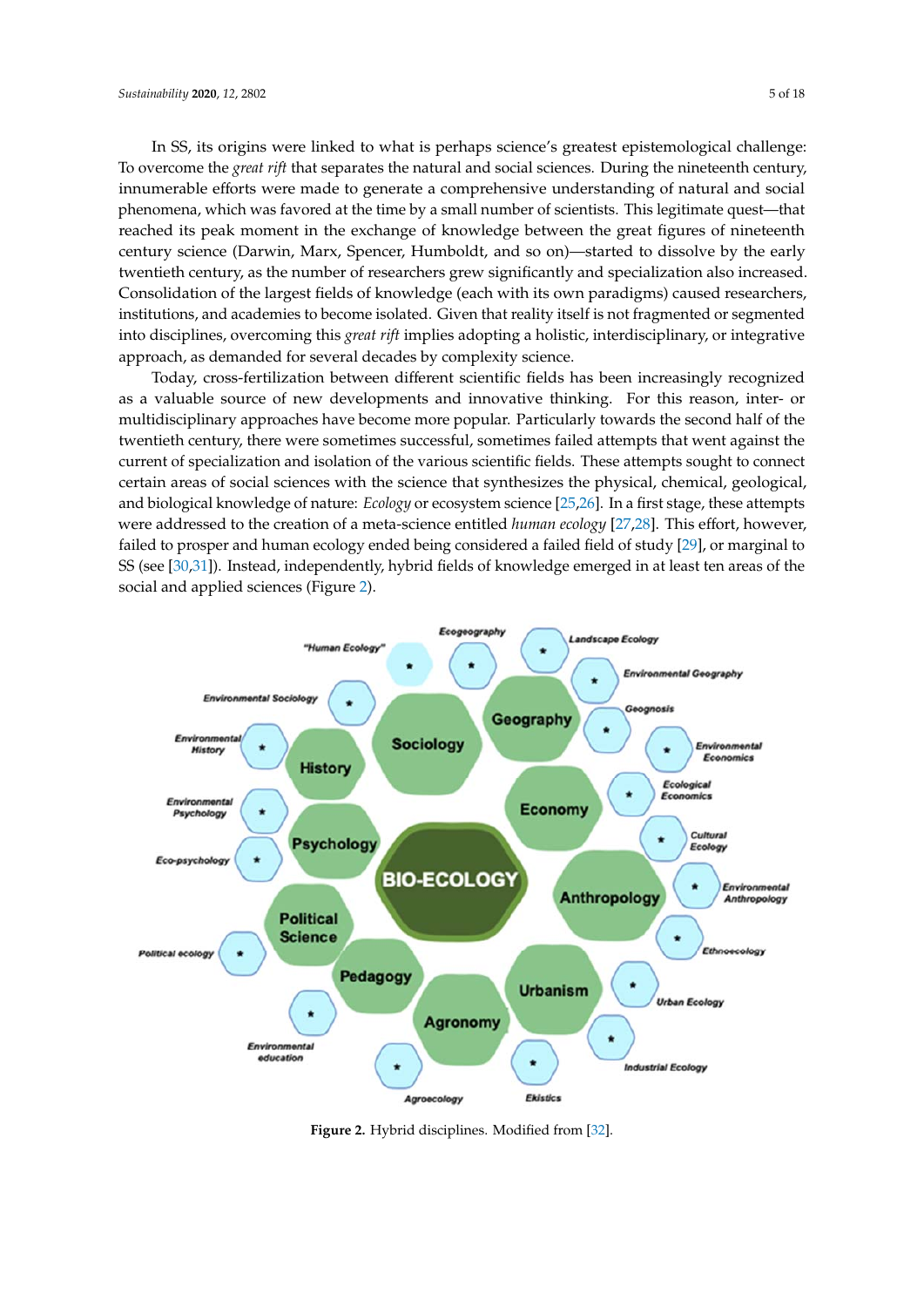In SS, its origins were linked to what is perhaps science's greatest epistemological challenge: To overcome the *great rift* that separates the natural and social sciences. During the nineteenth century, innumerable efforts were made to generate a comprehensive understanding of natural and social phenomena, which was favored at the time by a small number of scientists. This legitimate quest—that reached its peak moment in the exchange of knowledge between the great figures of nineteenth century science (Darwin, Marx, Spencer, Humboldt, and so on)—started to dissolve by the early twentieth century, as the number of researchers grew significantly and specialization also increased. Consolidation of the largest fields of knowledge (each with its own paradigms) caused researchers, institutions, and academies to become isolated. Given that reality itself is not fragmented or segmented into disciplines, overcoming this *great rift* implies adopting a holistic, interdisciplinary, or integrative approach, as demanded for several decades by complexity science.

Today, cross-fertilization between different scientific fields has been increasingly recognized as a valuable source of new developments and innovative thinking. For this reason, inter- or multidisciplinary approaches have become more popular. Particularly towards the second half of the twentieth century, there were sometimes successful, sometimes failed attempts that went against the current of specialization and isolation of the various scientific fields. These attempts sought to connect certain areas of social sciences with the science that synthesizes the physical, chemical, geological, and biological knowledge of nature: *Ecology* or ecosystem science [25,26]. In a first stage, these attempts were addressed to the creation of a meta-science entitled *human ecology* [27,28]. This effort, however, failed to prosper and human ecology ended being considered a failed field of study [29], or marginal to SS (see [30,31]). Instead, independently, hybrid fields of knowledge emerged in at least ten areas of the social and applied sciences (Figure 2).

**Figure 2.** Hybrid disciplines. Modified from [32].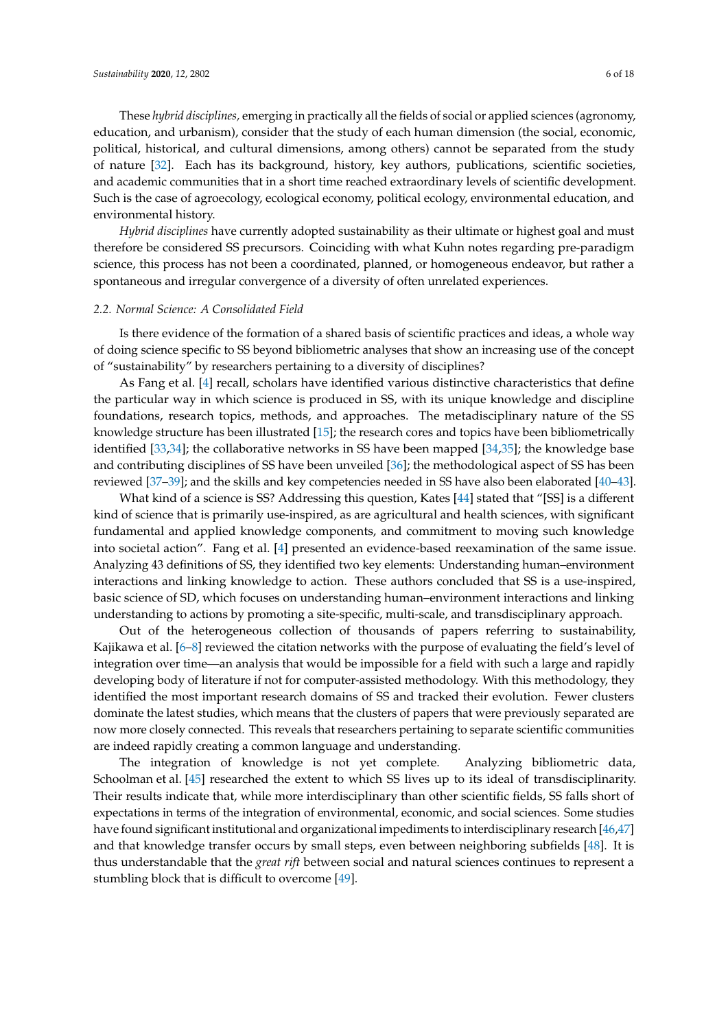These *hybrid disciplines,* emerging in practically all the fields of social or applied sciences (agronomy, education, and urbanism), consider that the study of each human dimension (the social, economic, political, historical, and cultural dimensions, among others) cannot be separated from the study of nature [32]. Each has its background, history, key authors, publications, scientific societies, and academic communities that in a short time reached extraordinary levels of scientific development. Such is the case of agroecology, ecological economy, political ecology, environmental education, and environmental history.

*Hybrid disciplines* have currently adopted sustainability as their ultimate or highest goal and must therefore be considered SS precursors. Coinciding with what Kuhn notes regarding pre-paradigm science, this process has not been a coordinated, planned, or homogeneous endeavor, but rather a spontaneous and irregular convergence of a diversity of often unrelated experiences.

### 2.2. Normal Science: A Consolidated Field

Is there evidence of the formation of a shared basis of scientific practices and ideas, a whole way of doing science specific to SS beyond bibliometric analyses that show an increasing use of the concept of "sustainability" by researchers pertaining to a diversity of disciplines?

As Fang et al. [4] recall, scholars have identified various distinctive characteristics that define the particular way in which science is produced in SS, with its unique knowledge and discipline foundations, research topics, methods, and approaches. The metadisciplinary nature of the SS knowledge structure has been illustrated [15]; the research cores and topics have been bibliometrically identified [33,34]; the collaborative networks in SS have been mapped [34,35]; the knowledge base and contributing disciplines of SS have been unveiled [36]; the methodological aspect of SS has been reviewed [37–39]; and the skills and key competencies needed in SS have also been elaborated [40–43].

What kind of a science is SS? Addressing this question, Kates [44] stated that "[SS] is a different kind of science that is primarily use-inspired, as are agricultural and health sciences, with significant fundamental and applied knowledge components, and commitment to moving such knowledge into societal action". Fang et al. [4] presented an evidence-based reexamination of the same issue. Analyzing 43 definitions of SS, they identified two key elements: Understanding human–environment interactions and linking knowledge to action. These authors concluded that SS is a use-inspired, basic science of SD, which focuses on understanding human–environment interactions and linking understanding to actions by promoting a site-specific, multi-scale, and transdisciplinary approach.

Out of the heterogeneous collection of thousands of papers referring to sustainability, Kajikawa et al. [6–8] reviewed the citation networks with the purpose of evaluating the field's level of integration over time—an analysis that would be impossible for a field with such a large and rapidly developing body of literature if not for computer-assisted methodology. With this methodology, they identified the most important research domains of SS and tracked their evolution. Fewer clusters dominate the latest studies, which means that the clusters of papers that were previously separated are now more closely connected. This reveals that researchers pertaining to separate scientific communities are indeed rapidly creating a common language and understanding.

The integration of knowledge is not yet complete. Analyzing bibliometric data, Schoolman et al. [45] researched the extent to which SS lives up to its ideal of transdisciplinarity. Their results indicate that, while more interdisciplinary than other scientific fields, SS falls short of expectations in terms of the integration of environmental, economic, and social sciences. Some studies have found significant institutional and organizational impediments to interdisciplinary research [46,47] and that knowledge transfer occurs by small steps, even between neighboring subfields [48]. It is thus understandable that the *great rift* between social and natural sciences continues to represent a stumbling block that is difficult to overcome [49].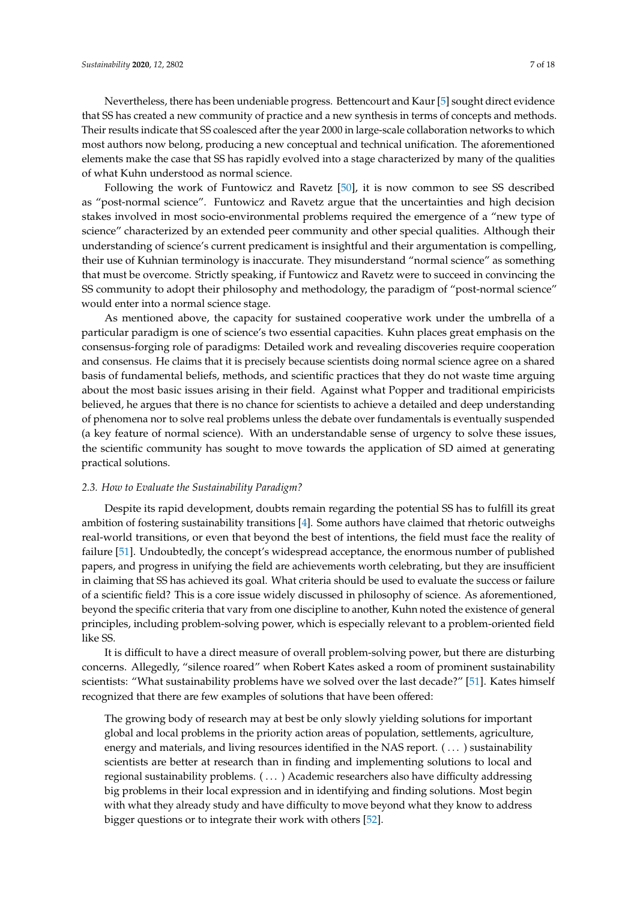Nevertheless, there has been undeniable progress. Bettencourt and Kaur [5] sought direct evidence that SS has created a new community of practice and a new synthesis in terms of concepts and methods. Their results indicate that SS coalesced after the year 2000 in large-scale collaboration networks to which most authors now belong, producing a new conceptual and technical unification. The aforementioned elements make the case that SS has rapidly evolved into a stage characterized by many of the qualities of what Kuhn understood as normal science.

Following the work of Funtowicz and Ravetz [50], it is now common to see SS described as "post-normal science". Funtowicz and Ravetz argue that the uncertainties and high decision stakes involved in most socio-environmental problems required the emergence of a "new type of science" characterized by an extended peer community and other special qualities. Although their understanding of science's current predicament is insightful and their argumentation is compelling, their use of Kuhnian terminology is inaccurate. They misunderstand "normal science" as something that must be overcome. Strictly speaking, if Funtowicz and Ravetz were to succeed in convincing the SS community to adopt their philosophy and methodology, the paradigm of "post-normal science" would enter into a normal science stage.

As mentioned above, the capacity for sustained cooperative work under the umbrella of a particular paradigm is one of science's two essential capacities. Kuhn places great emphasis on the consensus-forging role of paradigms: Detailed work and revealing discoveries require cooperation and consensus. He claims that it is precisely because scientists doing normal science agree on a shared basis of fundamental beliefs, methods, and scientific practices that they do not waste time arguing about the most basic issues arising in their field. Against what Popper and traditional empiricists believed, he argues that there is no chance for scientists to achieve a detailed and deep understanding of phenomena nor to solve real problems unless the debate over fundamentals is eventually suspended (a key feature of normal science). With an understandable sense of urgency to solve these issues, the scientific community has sought to move towards the application of SD aimed at generating practical solutions.

### 2.3. How to Evaluate the Sustainability Paradigm?

Despite its rapid development, doubts remain regarding the potential SS has to fulfill its great ambition of fostering sustainability transitions [4]. Some authors have claimed that rhetoric outweighs real-world transitions, or even that beyond the best of intentions, the field must face the reality of failure [51]. Undoubtedly, the concept's widespread acceptance, the enormous number of published papers, and progress in unifying the field are achievements worth celebrating, but they are insufficient in claiming that SS has achieved its goal. What criteria should be used to evaluate the success or failure of a scientific field? This is a core issue widely discussed in philosophy of science. As aforementioned, beyond the specific criteria that vary from one discipline to another, Kuhn noted the existence of general principles, including problem-solving power, which is especially relevant to a problem-oriented field like SS.

It is difficult to have a direct measure of overall problem-solving power, but there are disturbing concerns. Allegedly, "silence roared" when Robert Kates asked a room of prominent sustainability scientists: "What sustainability problems have we solved over the last decade?" [51]. Kates himself recognized that there are few examples of solutions that have been offered:

> The growing body of research may at best be only slowly yielding solutions for important global and local problems in the priority action areas of population, settlements, agriculture, energy and materials, and living resources identified in the NAS report. ( ... ) sustainability scientists are better at research than in finding and implementing solutions to local and regional sustainability problems. ( ... ) Academic researchers also have difficulty addressing big problems in their local expression and in identifying and finding solutions. Most begin with what they already study and have difficulty to move beyond what they know to address bigger questions or to integrate their work with others [52].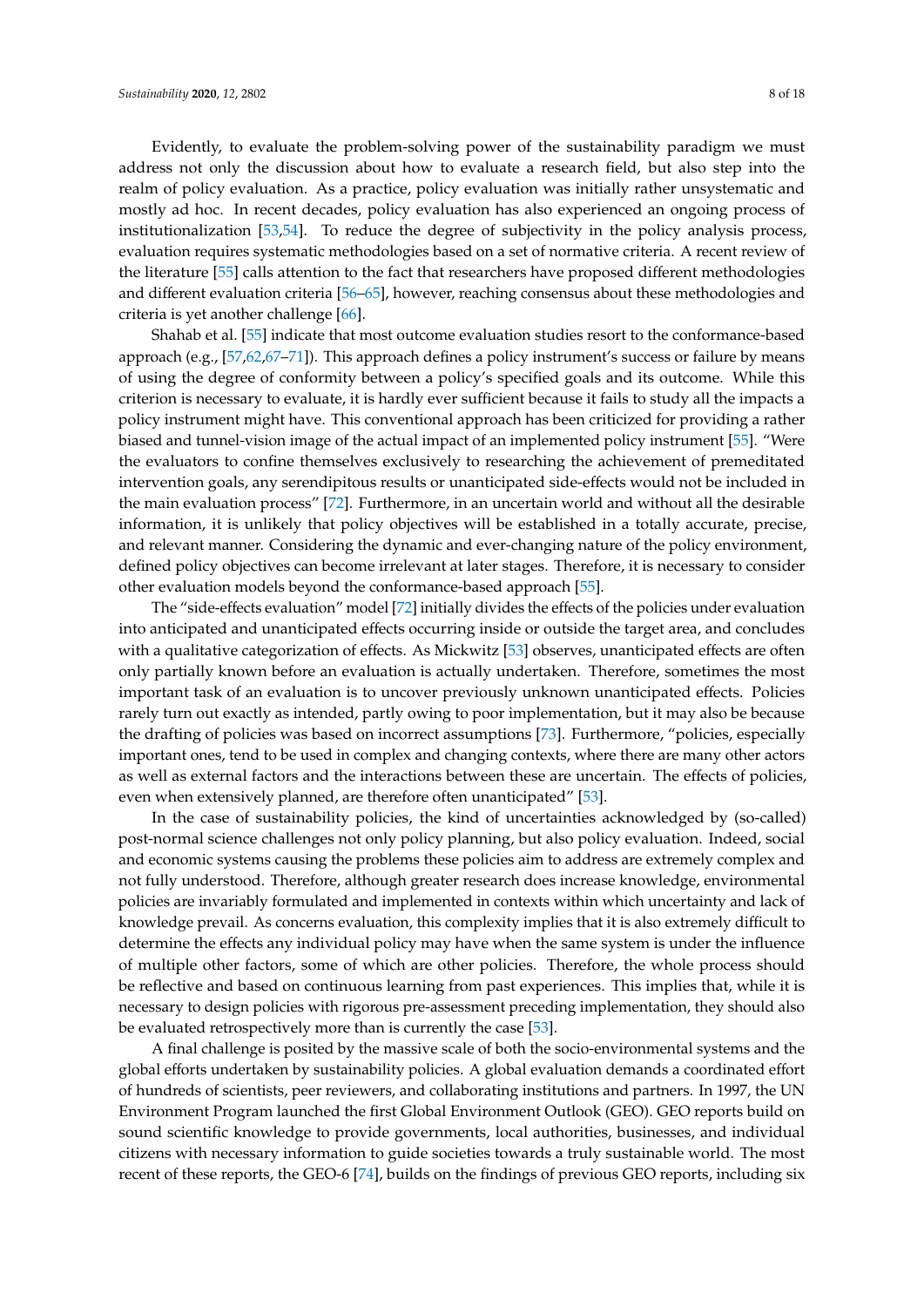Evidently, to evaluate the problem-solving power of the sustainability paradigm we must address not only the discussion about how to evaluate a research field, but also step into the realm of policy evaluation. As a practice, policy evaluation was initially rather unsystematic and mostly ad hoc. In recent decades, policy evaluation has also experienced an ongoing process of institutionalization [53,54]. To reduce the degree of subjectivity in the policy analysis process, evaluation requires systematic methodologies based on a set of normative criteria. A recent review of the literature [55] calls attention to the fact that researchers have proposed different methodologies and different evaluation criteria [56–65], however, reaching consensus about these methodologies and criteria is yet another challenge [66].

Shahab et al. [55] indicate that most outcome evaluation studies resort to the conformance-based approach (e.g., [57,62,67–71]). This approach defines a policy instrument's success or failure by means of using the degree of conformity between a policy's specified goals and its outcome. While this criterion is necessary to evaluate, it is hardly ever sufficient because it fails to study all the impacts a policy instrument might have. This conventional approach has been criticized for providing a rather biased and tunnel-vision image of the actual impact of an implemented policy instrument [55]. "Were the evaluators to confine themselves exclusively to researching the achievement of premeditated intervention goals, any serendipitous results or unanticipated side-effects would not be included in the main evaluation process" [72]. Furthermore, in an uncertain world and without all the desirable information, it is unlikely that policy objectives will be established in a totally accurate, precise, and relevant manner. Considering the dynamic and ever-changing nature of the policy environment, defined policy objectives can become irrelevant at later stages. Therefore, it is necessary to consider other evaluation models beyond the conformance-based approach [55].

The "side-effects evaluation" model [72] initially divides the effects of the policies under evaluation into anticipated and unanticipated effects occurring inside or outside the target area, and concludes with a qualitative categorization of effects. As Mickwitz [53] observes, unanticipated effects are often only partially known before an evaluation is actually undertaken. Therefore, sometimes the most important task of an evaluation is to uncover previously unknown unanticipated effects. Policies rarely turn out exactly as intended, partly owing to poor implementation, but it may also be because the drafting of policies was based on incorrect assumptions [73]. Furthermore, "policies, especially important ones, tend to be used in complex and changing contexts, where there are many other actors as well as external factors and the interactions between these are uncertain. The effects of policies, even when extensively planned, are therefore often unanticipated" [53].

In the case of sustainability policies, the kind of uncertainties acknowledged by (so-called) post-normal science challenges not only policy planning, but also policy evaluation. Indeed, social and economic systems causing the problems these policies aim to address are extremely complex and not fully understood. Therefore, although greater research does increase knowledge, environmental policies are invariably formulated and implemented in contexts within which uncertainty and lack of knowledge prevail. As concerns evaluation, this complexity implies that it is also extremely difficult to determine the effects any individual policy may have when the same system is under the influence of multiple other factors, some of which are other policies. Therefore, the whole process should be reflective and based on continuous learning from past experiences. This implies that, while it is necessary to design policies with rigorous pre-assessment preceding implementation, they should also be evaluated retrospectively more than is currently the case [53].

A final challenge is posited by the massive scale of both the socio-environmental systems and the global efforts undertaken by sustainability policies. A global evaluation demands a coordinated effort of hundreds of scientists, peer reviewers, and collaborating institutions and partners. In 1997, the UN Environment Program launched the first Global Environment Outlook (GEO). GEO reports build on sound scientific knowledge to provide governments, local authorities, businesses, and individual citizens with necessary information to guide societies towards a truly sustainable world. The most recent of these reports, the GEO-6 [74], builds on the findings of previous GEO reports, including six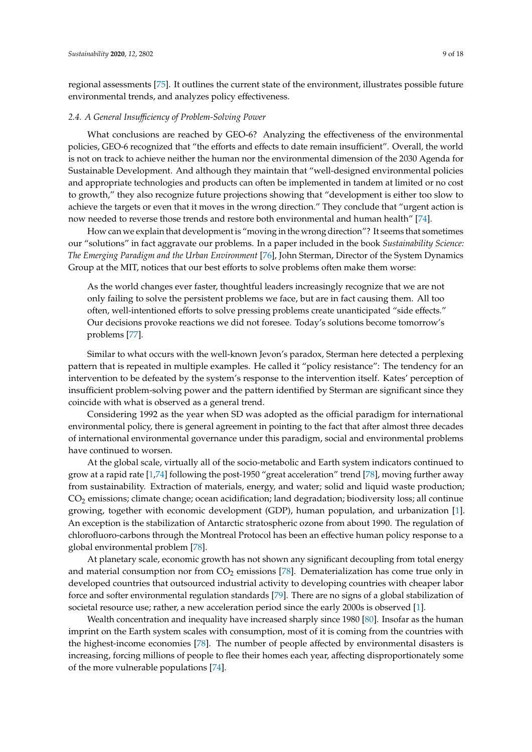regional assessments [75]. It outlines the current state of the environment, illustrates possible future environmental trends, and analyzes policy effectiveness.

### *2.4. A General Insufficiency of Problem-Solving Power*

What conclusions are reached by GEO-6? Analyzing the effectiveness of the environmental policies, GEO-6 recognized that "the efforts and effects to date remain insufficient". Overall, the world is not on track to achieve neither the human nor the environmental dimension of the 2030 Agenda for Sustainable Development. And although they maintain that "well-designed environmental policies and appropriate technologies and products can often be implemented in tandem at limited or no cost to growth," they also recognize future projections showing that "development is either too slow to achieve the targets or even that it moves in the wrong direction." They conclude that "urgent action is now needed to reverse those trends and restore both environmental and human health" [74].

How can we explain that development is "moving in the wrong direction"? It seems that sometimes our "solutions" in fact aggravate our problems. In a paper included in the book *Sustainability Science: The Emerging Paradigm and the Urban Environment* [76], John Sterman, Director of the System Dynamics Group at the MIT, notices that our best efforts to solve problems often make them worse:

> As the world changes ever faster, thoughtful leaders increasingly recognize that we are not only failing to solve the persistent problems we face, but are in fact causing them. All too often, well-intentioned efforts to solve pressing problems create unanticipated "side effects." Our decisions provoke reactions we did not foresee. Today's solutions become tomorrow's problems [77].

Similar to what occurs with the well-known Jevon's paradox, Sterman here detected a perplexing pattern that is repeated in multiple examples. He called it "policy resistance": The tendency for an intervention to be defeated by the system's response to the intervention itself. Kates' perception of insufficient problem-solving power and the pattern identified by Sterman are significant since they coincide with what is observed as a general trend.

Considering 1992 as the year when SD was adopted as the official paradigm for international environmental policy, there is general agreement in pointing to the fact that after almost three decades of international environmental governance under this paradigm, social and environmental problems have continued to worsen.

At the global scale, virtually all of the socio-metabolic and Earth system indicators continued to grow at a rapid rate [1,74] following the post-1950 "great acceleration" trend [78], moving further away from sustainability. Extraction of materials, energy, and water; solid and liquid waste production; $CO_2$ emissions; climate change; ocean acidification; land degradation; biodiversity loss; all continue growing, together with economic development (GDP), human population, and urbanization [1]. An exception is the stabilization of Antarctic stratospheric ozone from about 1990. The regulation of chlorofluoro-carbons through the Montreal Protocol has been an effective human policy response to a global environmental problem [78].

At planetary scale, economic growth has not shown any significant decoupling from total energy and material consumption nor from $CO_2$ emissions [78]. Dematerialization has come true only in developed countries that outsourced industrial activity to developing countries with cheaper labor force and softer environmental regulation standards [79]. There are no signs of a global stabilization of societal resource use; rather, a new acceleration period since the early 2000s is observed [1].

Wealth concentration and inequality have increased sharply since 1980 [80]. Insofar as the human imprint on the Earth system scales with consumption, most of it is coming from the countries with the highest-income economies [78]. The number of people affected by environmental disasters is increasing, forcing millions of people to flee their homes each year, affecting disproportionately some of the more vulnerable populations [74].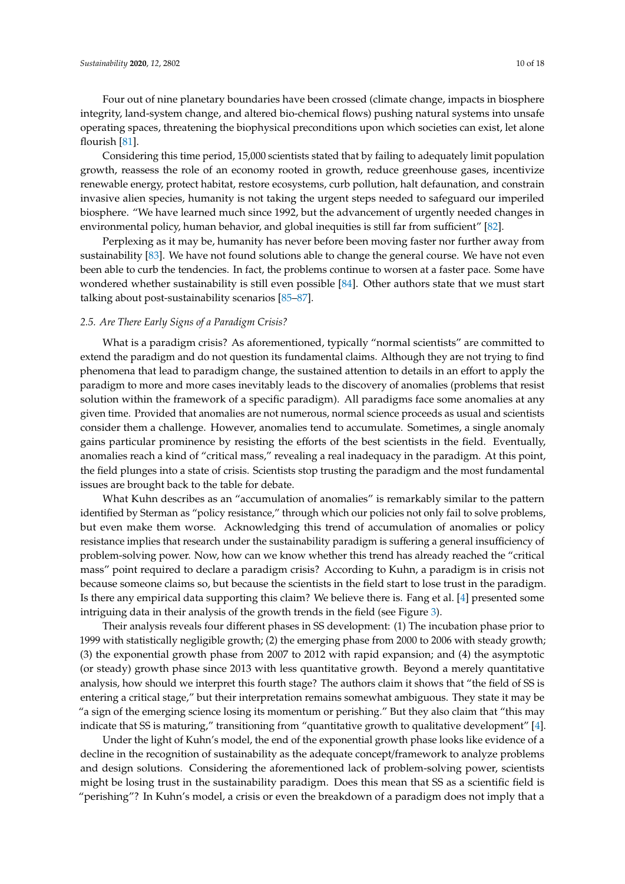Four out of nine planetary boundaries have been crossed (climate change, impacts in biosphere integrity, land-system change, and altered bio-chemical flows) pushing natural systems into unsafe operating spaces, threatening the biophysical preconditions upon which societies can exist, let alone flourish [81].

Considering this time period, 15,000 scientists stated that by failing to adequately limit population growth, reassess the role of an economy rooted in growth, reduce greenhouse gases, incentivize renewable energy, protect habitat, restore ecosystems, curb pollution, halt defaunation, and constrain invasive alien species, humanity is not taking the urgent steps needed to safeguard our imperiled biosphere. "We have learned much since 1992, but the advancement of urgently needed changes in environmental policy, human behavior, and global inequities is still far from sufficient" [82].

Perplexing as it may be, humanity has never before been moving faster nor further away from sustainability [83]. We have not found solutions able to change the general course. We have not even been able to curb the tendencies. In fact, the problems continue to worsen at a faster pace. Some have wondered whether sustainability is still even possible [84]. Other authors state that we must start talking about post-sustainability scenarios [85–87].

### *2.5. Are There Early Signs of a Paradigm Crisis?*

What is a paradigm crisis? As aforementioned, typically "normal scientists" are committed to extend the paradigm and do not question its fundamental claims. Although they are not trying to find phenomena that lead to paradigm change, the sustained attention to details in an effort to apply the paradigm to more and more cases inevitably leads to the discovery of anomalies (problems that resist solution within the framework of a specific paradigm). All paradigms face some anomalies at any given time. Provided that anomalies are not numerous, normal science proceeds as usual and scientists consider them a challenge. However, anomalies tend to accumulate. Sometimes, a single anomaly gains particular prominence by resisting the efforts of the best scientists in the field. Eventually, anomalies reach a kind of "critical mass," revealing a real inadequacy in the paradigm. At this point, the field plunges into a state of crisis. Scientists stop trusting the paradigm and the most fundamental issues are brought back to the table for debate.

What Kuhn describes as an "accumulation of anomalies" is remarkably similar to the pattern identified by Sterman as "policy resistance," through which our policies not only fail to solve problems, but even make them worse. Acknowledging this trend of accumulation of anomalies or policy resistance implies that research under the sustainability paradigm is suffering a general insufficiency of problem-solving power. Now, how can we know whether this trend has already reached the "critical mass" point required to declare a paradigm crisis? According to Kuhn, a paradigm is in crisis not because someone claims so, but because the scientists in the field start to lose trust in the paradigm. Is there any empirical data supporting this claim? We believe there is. Fang et al. [4] presented some intriguing data in their analysis of the growth trends in the field (see Figure 3).

Their analysis reveals four different phases in SS development: (1) The incubation phase prior to 1999 with statistically negligible growth; (2) the emerging phase from 2000 to 2006 with steady growth; (3) the exponential growth phase from 2007 to 2012 with rapid expansion; and (4) the asymptotic (or steady) growth phase since 2013 with less quantitative growth. Beyond a merely quantitative analysis, how should we interpret this fourth stage? The authors claim it shows that "the field of SS is entering a critical stage," but their interpretation remains somewhat ambiguous. They state it may be "a sign of the emerging science losing its momentum or perishing." But they also claim that "this may indicate that SS is maturing," transitioning from "quantitative growth to qualitative development" [4].

Under the light of Kuhn's model, the end of the exponential growth phase looks like evidence of a decline in the recognition of sustainability as the adequate concept/framework to analyze problems and design solutions. Considering the aforementioned lack of problem-solving power, scientists might be losing trust in the sustainability paradigm. Does this mean that SS as a scientific field is "perishing"? In Kuhn's model, a crisis or even the breakdown of a paradigm does not imply that a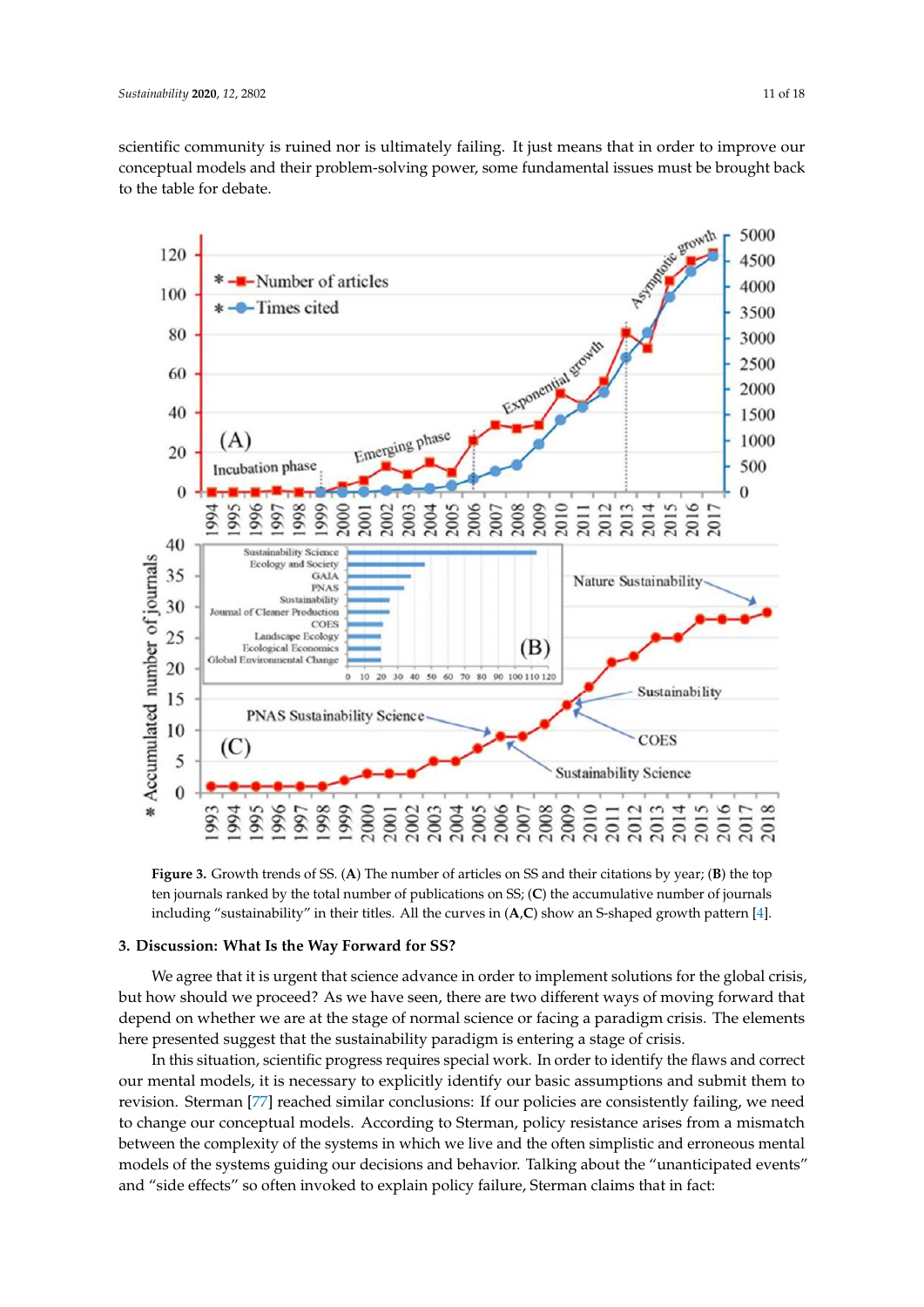scientific community is ruined nor is ultimately failing. It just means that in order to improve our conceptual models and their problem-solving power, some fundamental issues must be brought back to the table for debate.

**Figure 3.** Growth trends of SS. (**A**) The number of articles on SS and their citations by year; (**B**) the top ten journals ranked by the total number of publications on SS; (**C**) the accumulative number of journals including "sustainability" in their titles. All the curves in (**A**,**C**) show an S-shaped growth pattern [4].

## 3. Discussion: What Is the Way Forward for SS?

We agree that it is urgent that science advance in order to implement solutions for the global crisis, but how should we proceed? As we have seen, there are two different ways of moving forward that depend on whether we are at the stage of normal science or facing a paradigm crisis. The elements here presented suggest that the sustainability paradigm is entering a stage of crisis.

In this situation, scientific progress requires special work. In order to identify the flaws and correct our mental models, it is necessary to explicitly identify our basic assumptions and submit them to revision. Sterman [77] reached similar conclusions: If our policies are consistently failing, we need to change our conceptual models. According to Sterman, policy resistance arises from a mismatch between the complexity of the systems in which we live and the often simplistic and erroneous mental models of the systems guiding our decisions and behavior. Talking about the "unanticipated events" and "side effects" so often invoked to explain policy failure, Sterman claims that in fact: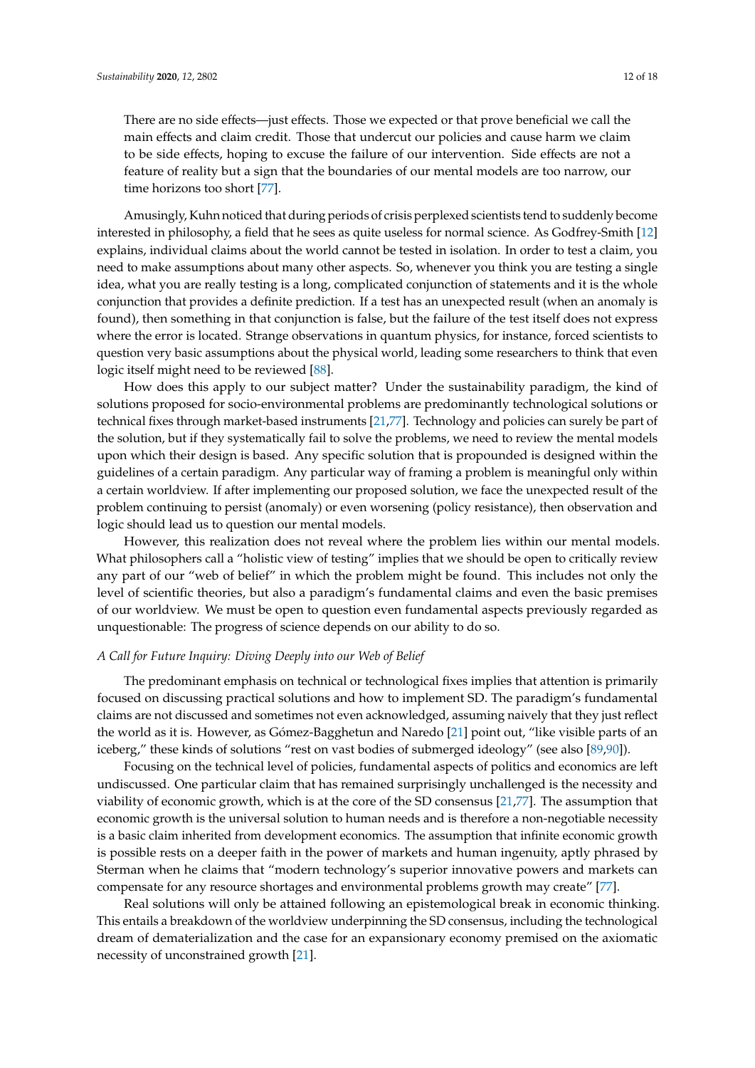> There are no side effects—just effects. Those we expected or that prove beneficial we call the main effects and claim credit. Those that undercut our policies and cause harm we claim to be side effects, hoping to excuse the failure of our intervention. Side effects are not a feature of reality but a sign that the boundaries of our mental models are too narrow, our time horizons too short [77].

Amusingly, Kuhn noticed that during periods of crisis perplexed scientists tend to suddenly become interested in philosophy, a field that he sees as quite useless for normal science. As Godfrey-Smith [12] explains, individual claims about the world cannot be tested in isolation. In order to test a claim, you need to make assumptions about many other aspects. So, whenever you think you are testing a single idea, what you are really testing is a long, complicated conjunction of statements and it is the whole conjunction that provides a definite prediction. If a test has an unexpected result (when an anomaly is found), then something in that conjunction is false, but the failure of the test itself does not express where the error is located. Strange observations in quantum physics, for instance, forced scientists to question very basic assumptions about the physical world, leading some researchers to think that even logic itself might need to be reviewed [88].

How does this apply to our subject matter? Under the sustainability paradigm, the kind of solutions proposed for socio-environmental problems are predominantly technological solutions or technical fixes through market-based instruments [21,77]. Technology and policies can surely be part of the solution, but if they systematically fail to solve the problems, we need to review the mental models upon which their design is based. Any specific solution that is propounded is designed within the guidelines of a certain paradigm. Any particular way of framing a problem is meaningful only within a certain worldview. If after implementing our proposed solution, we face the unexpected result of the problem continuing to persist (anomaly) or even worsening (policy resistance), then observation and logic should lead us to question our mental models.

However, this realization does not reveal where the problem lies within our mental models. What philosophers call a "holistic view of testing" implies that we should be open to critically review any part of our "web of belief" in which the problem might be found. This includes not only the level of scientific theories, but also a paradigm's fundamental claims and even the basic premises of our worldview. We must be open to question even fundamental aspects previously regarded as unquestionable: The progress of science depends on our ability to do so.

*A Call for Future Inquiry: Diving Deeply into our Web of Belief*

The predominant emphasis on technical or technological fixes implies that attention is primarily focused on discussing practical solutions and how to implement SD. The paradigm's fundamental claims are not discussed and sometimes not even acknowledged, assuming naively that they just reflect the world as it is. However, as Gómez-Bagghetun and Naredo [21] point out, "like visible parts of an iceberg," these kinds of solutions "rest on vast bodies of submerged ideology" (see also [89,90]).

Focusing on the technical level of policies, fundamental aspects of politics and economics are left undiscussed. One particular claim that has remained surprisingly unchallenged is the necessity and viability of economic growth, which is at the core of the SD consensus [21,77]. The assumption that economic growth is the universal solution to human needs and is therefore a non-negotiable necessity is a basic claim inherited from development economics. The assumption that infinite economic growth is possible rests on a deeper faith in the power of markets and human ingenuity, aptly phrased by Sterman when he claims that "modern technology's superior innovative powers and markets can compensate for any resource shortages and environmental problems growth may create" [77].

Real solutions will only be attained following an epistemological break in economic thinking. This entails a breakdown of the worldview underpinning the SD consensus, including the technological dream of dematerialization and the case for an expansionary economy premised on the axiomatic necessity of unconstrained growth [21].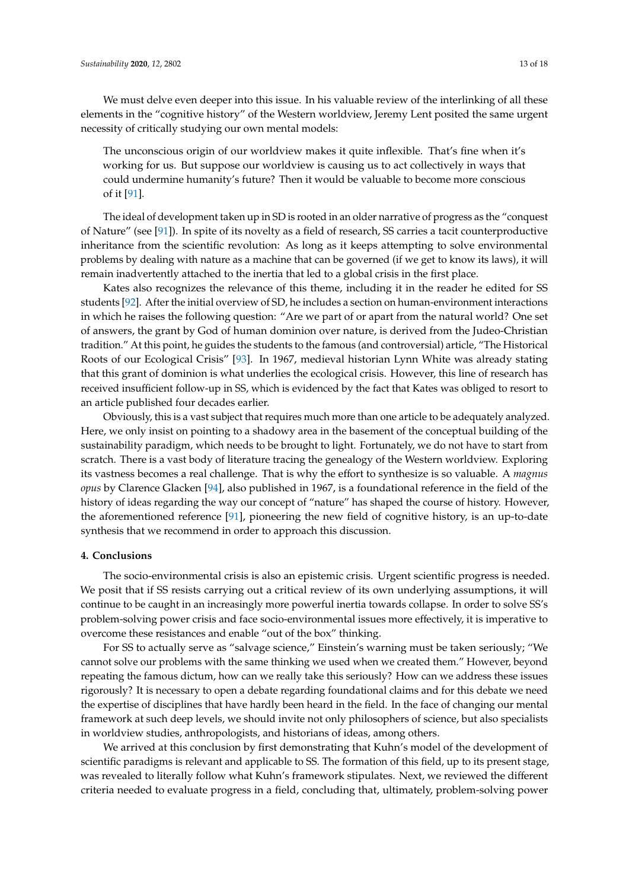We must delve even deeper into this issue. In his valuable review of the interlinking of all these elements in the "cognitive history" of the Western worldview, Jeremy Lent posited the same urgent necessity of critically studying our own mental models:

> The unconscious origin of our worldview makes it quite inflexible. That's fine when it's working for us. But suppose our worldview is causing us to act collectively in ways that could undermine humanity's future? Then it would be valuable to become more conscious of it [91].

The ideal of development taken up in SD is rooted in an older narrative of progress as the "conquest of Nature" (see [91]). In spite of its novelty as a field of research, SS carries a tacit counterproductive inheritance from the scientific revolution: As long as it keeps attempting to solve environmental problems by dealing with nature as a machine that can be governed (if we get to know its laws), it will remain inadvertently attached to the inertia that led to a global crisis in the first place.

Kates also recognizes the relevance of this theme, including it in the reader he edited for SS students [92]. After the initial overview of SD, he includes a section on human-environment interactions in which he raises the following question: "Are we part of or apart from the natural world? One set of answers, the grant by God of human dominion over nature, is derived from the Judeo-Christian tradition." At this point, he guides the students to the famous (and controversial) article, "The Historical Roots of our Ecological Crisis" [93]. In 1967, medieval historian Lynn White was already stating that this grant of dominion is what underlies the ecological crisis. However, this line of research has received insufficient follow-up in SS, which is evidenced by the fact that Kates was obliged to resort to an article published four decades earlier.

Obviously, this is a vast subject that requires much more than one article to be adequately analyzed. Here, we only insist on pointing to a shadowy area in the basement of the conceptual building of the sustainability paradigm, which needs to be brought to light. Fortunately, we do not have to start from scratch. There is a vast body of literature tracing the genealogy of the Western worldview. Exploring its vastness becomes a real challenge. That is why the effort to synthesize is so valuable. A *magnus opus* by Clarence Glacken [94], also published in 1967, is a foundational reference in the field of the history of ideas regarding the way our concept of "nature" has shaped the course of history. However, the aforementioned reference [91], pioneering the new field of cognitive history, is an up-to-date synthesis that we recommend in order to approach this discussion.

## 4. Conclusions

The socio-environmental crisis is also an epistemic crisis. Urgent scientific progress is needed. We posit that if SS resists carrying out a critical review of its own underlying assumptions, it will continue to be caught in an increasingly more powerful inertia towards collapse. In order to solve SS's problem-solving power crisis and face socio-environmental issues more effectively, it is imperative to overcome these resistances and enable "out of the box" thinking.

For SS to actually serve as "salvage science," Einstein's warning must be taken seriously; "We cannot solve our problems with the same thinking we used when we created them." However, beyond repeating the famous dictum, how can we really take this seriously? How can we address these issues rigorously? It is necessary to open a debate regarding foundational claims and for this debate we need the expertise of disciplines that have hardly been heard in the field. In the face of changing our mental framework at such deep levels, we should invite not only philosophers of science, but also specialists in worldview studies, anthropologists, and historians of ideas, among others.

We arrived at this conclusion by first demonstrating that Kuhn's model of the development of scientific paradigms is relevant and applicable to SS. The formation of this field, up to its present stage, was revealed to literally follow what Kuhn's framework stipulates. Next, we reviewed the different criteria needed to evaluate progress in a field, concluding that, ultimately, problem-solving power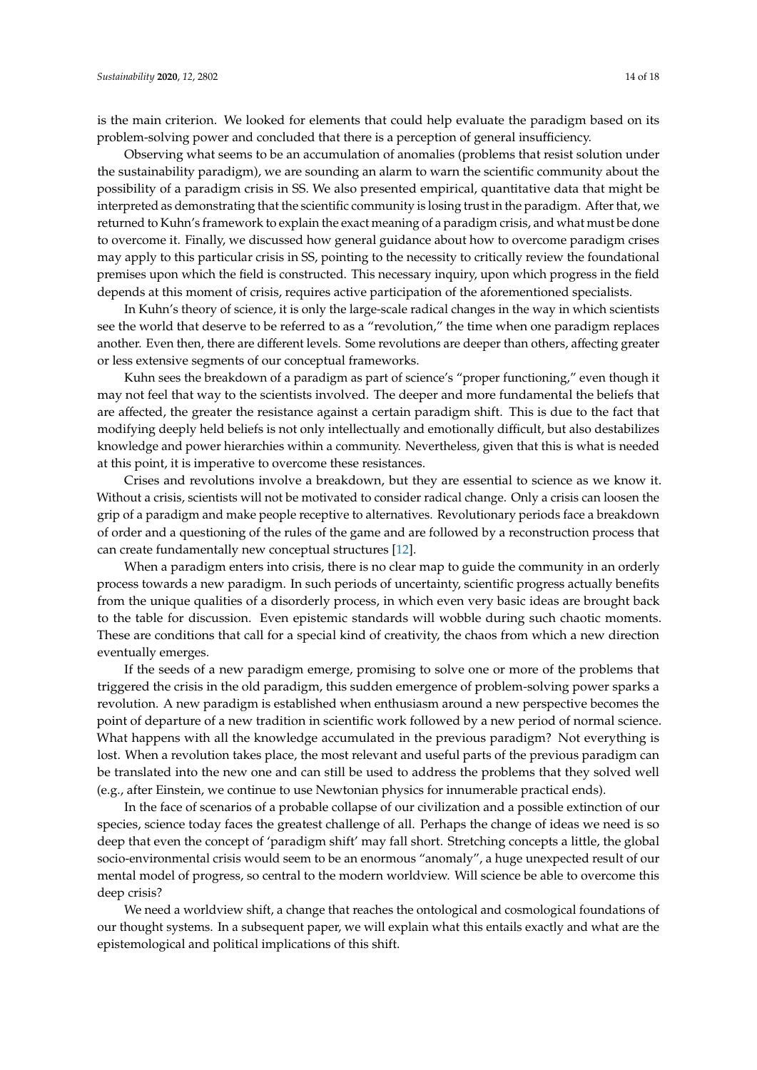is the main criterion. We looked for elements that could help evaluate the paradigm based on its problem-solving power and concluded that there is a perception of general insufficiency.

Observing what seems to be an accumulation of anomalies (problems that resist solution under the sustainability paradigm), we are sounding an alarm to warn the scientific community about the possibility of a paradigm crisis in SS. We also presented empirical, quantitative data that might be interpreted as demonstrating that the scientific community is losing trust in the paradigm. After that, we returned to Kuhn's framework to explain the exact meaning of a paradigm crisis, and what must be done to overcome it. Finally, we discussed how general guidance about how to overcome paradigm crises may apply to this particular crisis in SS, pointing to the necessity to critically review the foundational premises upon which the field is constructed. This necessary inquiry, upon which progress in the field depends at this moment of crisis, requires active participation of the aforementioned specialists.

In Kuhn's theory of science, it is only the large-scale radical changes in the way in which scientists see the world that deserve to be referred to as a "revolution," the time when one paradigm replaces another. Even then, there are different levels. Some revolutions are deeper than others, affecting greater or less extensive segments of our conceptual frameworks.

Kuhn sees the breakdown of a paradigm as part of science's "proper functioning," even though it may not feel that way to the scientists involved. The deeper and more fundamental the beliefs that are affected, the greater the resistance against a certain paradigm shift. This is due to the fact that modifying deeply held beliefs is not only intellectually and emotionally difficult, but also destabilizes knowledge and power hierarchies within a community. Nevertheless, given that this is what is needed at this point, it is imperative to overcome these resistances.

Crises and revolutions involve a breakdown, but they are essential to science as we know it. Without a crisis, scientists will not be motivated to consider radical change. Only a crisis can loosen the grip of a paradigm and make people receptive to alternatives. Revolutionary periods face a breakdown of order and a questioning of the rules of the game and are followed by a reconstruction process that can create fundamentally new conceptual structures [12].

When a paradigm enters into crisis, there is no clear map to guide the community in an orderly process towards a new paradigm. In such periods of uncertainty, scientific progress actually benefits from the unique qualities of a disorderly process, in which even very basic ideas are brought back to the table for discussion. Even epistemic standards will wobble during such chaotic moments. These are conditions that call for a special kind of creativity, the chaos from which a new direction eventually emerges.

If the seeds of a new paradigm emerge, promising to solve one or more of the problems that triggered the crisis in the old paradigm, this sudden emergence of problem-solving power sparks a revolution. A new paradigm is established when enthusiasm around a new perspective becomes the point of departure of a new tradition in scientific work followed by a new period of normal science. What happens with all the knowledge accumulated in the previous paradigm? Not everything is lost. When a revolution takes place, the most relevant and useful parts of the previous paradigm can be translated into the new one and can still be used to address the problems that they solved well (e.g., after Einstein, we continue to use Newtonian physics for innumerable practical ends).

In the face of scenarios of a probable collapse of our civilization and a possible extinction of our species, science today faces the greatest challenge of all. Perhaps the change of ideas we need is so deep that even the concept of 'paradigm shift' may fall short. Stretching concepts a little, the global socio-environmental crisis would seem to be an enormous "anomaly", a huge unexpected result of our mental model of progress, so central to the modern worldview. Will science be able to overcome this deep crisis?

We need a worldview shift, a change that reaches the ontological and cosmological foundations of our thought systems. In a subsequent paper, we will explain what this entails exactly and what are the epistemological and political implications of this shift.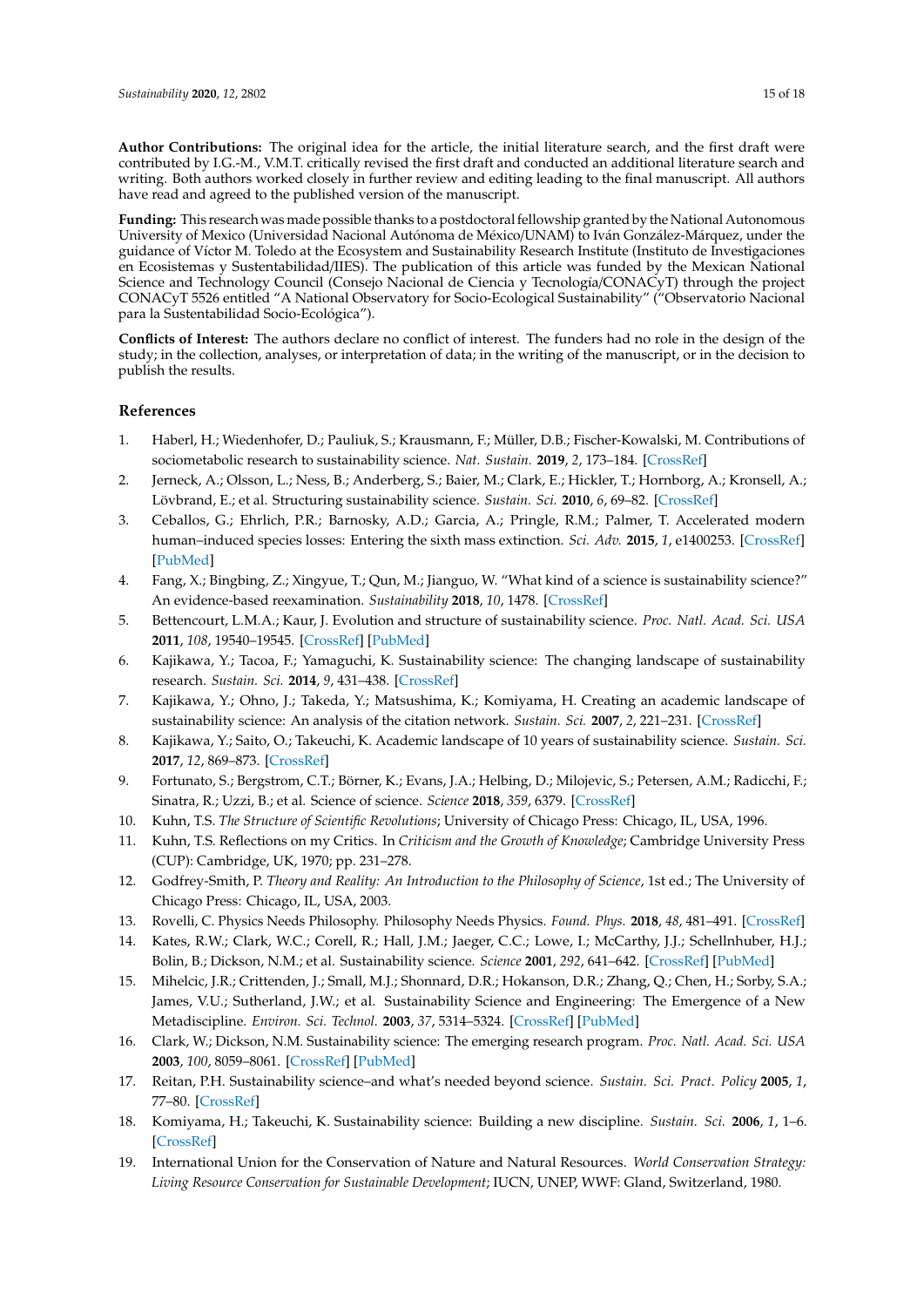**Author Contributions:** The original idea for the article, the initial literature search, and the first draft were contributed by I.G.-M., V.M.T. critically revised the first draft and conducted an additional literature search and writing. Both authors worked closely in further review and editing leading to the final manuscript. All authors have read and agreed to the published version of the manuscript.

**Funding:** This research was made possible thanks to a postdoctoral fellowship granted by the National Autonomous University of Mexico (Universidad Nacional Autónoma de México/UNAM) to Iván González-Márquez, under the guidance of Víctor M. Toledo at the Ecosystem and Sustainability Research Institute (Instituto de Investigaciones en Ecosistemas y Sustentabilidad/IIES). The publication of this article was funded by the Mexican National Science and Technology Council (Consejo Nacional de Ciencia y Tecnología/CONACyT) through the project CONACyT 5526 entitled "A National Observatory for Socio-Ecological Sustainability" ("Observatorio Nacional para la Sustentabilidad Socio-Ecológica").

**Conflicts of Interest:** The authors declare no conflict of interest. The funders had no role in the design of the study; in the collection, analyses, or interpretation of data; in the writing of the manuscript, or in the decision to publish the results.

## References

1. Haberl, H.; Wiedenhofer, D.; Pauliuk, S.; Krausmann, F.; Müller, D.B.; Fischer-Kowalski, M. Contributions of sociometabolic research to sustainability science. *Nat. Sustain.* **2019**, *2*, 173–184. [CrossRef]
2. Jerneck, A.; Olsson, L.; Ness, B.; Anderberg, S.; Baier, M.; Clark, E.; Hickler, T.; Hornborg, A.; Kronsell, A.; Lövbrand, E.; et al. Structuring sustainability science. *Sustain. Sci.* **2010**, *6*, 69–82. [CrossRef]
3. Ceballos, G.; Ehrlich, P.R.; Barnosky, A.D.; Garcia, A.; Pringle, R.M.; Palmer, T. Accelerated modern human–induced species losses: Entering the sixth mass extinction. *Sci. Adv.* **2015**, *1*, e1400253. [CrossRef] [PubMed]
4. Fang, X.; Bingbing, Z.; Xingyue, T.; Qun, M.; Jianguo, W. "What kind of a science is sustainability science?" An evidence-based reexamination. *Sustainability* **2018**, *10*, 1478. [CrossRef]
5. Bettencourt, L.M.A.; Kaur, J. Evolution and structure of sustainability science. *Proc. Natl. Acad. Sci. USA* **2011**, *108*, 19540–19545. [CrossRef] [PubMed]
6. Kajikawa, Y.; Tacoa, F.; Yamaguchi, K. Sustainability science: The changing landscape of sustainability research. *Sustain. Sci.* **2014**, *9*, 431–438. [CrossRef]
7. Kajikawa, Y.; Ohno, J.; Takeda, Y.; Matsushima, K.; Komiyama, H. Creating an academic landscape of sustainability science: An analysis of the citation network. *Sustain. Sci.* **2007**, *2*, 221–231. [CrossRef]
8. Kajikawa, Y.; Saito, O.; Takeuchi, K. Academic landscape of 10 years of sustainability science. *Sustain. Sci.* **2017**, *12*, 869–873. [CrossRef]
9. Fortunato, S.; Bergstrom, C.T.; Börner, K.; Evans, J.A.; Helbing, D.; Milojevic, S.; Petersen, A.M.; Radicchi, F.; Sinatra, R.; Uzzi, B.; et al. Science of science. *Science* **2018**, *359*, 6379. [CrossRef]
10. Kuhn, T.S. *The Structure of Scientific Revolutions*; University of Chicago Press: Chicago, IL, USA, 1996.
11. Kuhn, T.S. Reflections on my Critics. In *Criticism and the Growth of Knowledge*; Cambridge University Press (CUP): Cambridge, UK, 1970; pp. 231–278.
12. Godfrey-Smith, P. *Theory and Reality: An Introduction to the Philosophy of Science*, 1st ed.; The University of Chicago Press: Chicago, IL, USA, 2003.
13. Rovelli, C. Physics Needs Philosophy. Philosophy Needs Physics. *Found. Phys.* **2018**, *48*, 481–491. [CrossRef]
14. Kates, R.W.; Clark, W.C.; Corell, R.; Hall, J.M.; Jaeger, C.C.; Lowe, I.; McCarthy, J.J.; Schellnhuber, H.J.; Bolin, B.; Dickson, N.M.; et al. Sustainability science. *Science* **2001**, *292*, 641–642. [CrossRef] [PubMed]
15. Mihelcic, J.R.; Crittenden, J.; Small, M.J.; Shonnard, D.R.; Hokanson, D.R.; Zhang, Q.; Chen, H.; Sorby, S.A.; James, V.U.; Sutherland, J.W.; et al. Sustainability Science and Engineering: The Emergence of a New Metadiscipline. *Environ. Sci. Technol.* **2003**, *37*, 5314–5324. [CrossRef] [PubMed]
16. Clark, W.; Dickson, N.M. Sustainability science: The emerging research program. *Proc. Natl. Acad. Sci. USA* **2003**, *100*, 8059–8061. [CrossRef] [PubMed]
17. Reitan, P.H. Sustainability science–and what's needed beyond science. *Sustain. Sci. Pract. Policy* **2005**, *1*, 77–80. [CrossRef]
18. Komiyama, H.; Takeuchi, K. Sustainability science: Building a new discipline. *Sustain. Sci.* **2006**, *1*, 1–6. [CrossRef]
19. International Union for the Conservation of Nature and Natural Resources. *World Conservation Strategy: Living Resource Conservation for Sustainable Development*; IUCN, UNEP, WWF: Gland, Switzerland, 1980.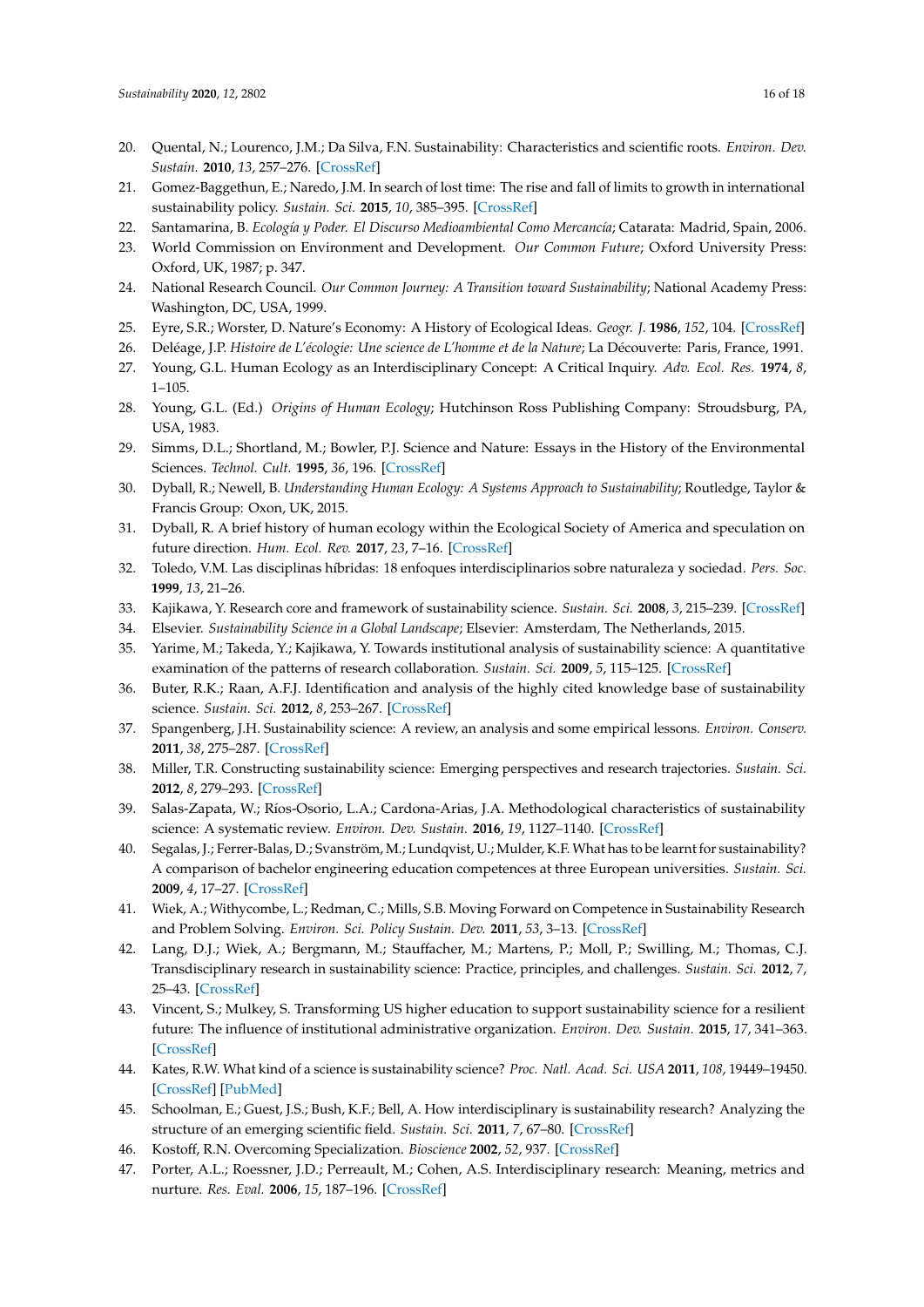20. Quental, N.; Lourenco, J.M.; Da Silva, F.N. Sustainability: Characteristics and scientific roots. *Environ. Dev. Sustain.* **2010**, *13*, 257–276. [CrossRef]
21. Gomez-Baggethun, E.; Naredo, J.M. In search of lost time: The rise and fall of limits to growth in international sustainability policy. *Sustain. Sci.* **2015**, *10*, 385–395. [CrossRef]
22. Santamarina, B. *Ecología y Poder. El Discurso Medioambiental Como Mercancía*; Catarata: Madrid, Spain, 2006.
23. World Commission on Environment and Development. *Our Common Future*; Oxford University Press: Oxford, UK, 1987; p. 347.
24. National Research Council. *Our Common Journey: A Transition toward Sustainability*; National Academy Press: Washington, DC, USA, 1999.
25. Eyre, S.R.; Worster, D. Nature's Economy: A History of Ecological Ideas. *Geogr. J.* **1986**, *152*, 104. [CrossRef]
26. Deléage, J.P. *Histoire de L'écologie: Une science de L'homme et de la Nature*; La Découverte: Paris, France, 1991.
27. Young, G.L. Human Ecology as an Interdisciplinary Concept: A Critical Inquiry. *Adv. Ecol. Res.* **1974**, *8*, 1–105.
28. Young, G.L. (Ed.) *Origins of Human Ecology*; Hutchinson Ross Publishing Company: Stroudsburg, PA, USA, 1983.
29. Simms, D.L.; Shortland, M.; Bowler, P.J. Science and Nature: Essays in the History of the Environmental Sciences. *Technol. Cult.* **1995**, *36*, 196. [CrossRef]
30. Dyball, R.; Newell, B. *Understanding Human Ecology: A Systems Approach to Sustainability*; Routledge, Taylor & Francis Group: Oxon, UK, 2015.
31. Dyball, R. A brief history of human ecology within the Ecological Society of America and speculation on future direction. *Hum. Ecol. Rev.* **2017**, *23*, 7–16. [CrossRef]
32. Toledo, V.M. Las disciplinas híbridas: 18 enfoques interdisciplinarios sobre naturaleza y sociedad. *Pers. Soc.* **1999**, *13*, 21–26.
33. Kajikawa, Y. Research core and framework of sustainability science. *Sustain. Sci.* **2008**, *3*, 215–239. [CrossRef]
34. Elsevier. *Sustainability Science in a Global Landscape*; Elsevier: Amsterdam, The Netherlands, 2015.
35. Yarime, M.; Takeda, Y.; Kajikawa, Y. Towards institutional analysis of sustainability science: A quantitative examination of the patterns of research collaboration. *Sustain. Sci.* **2009**, *5*, 115–125. [CrossRef]
36. Buter, R.K.; Raan, A.F.J. Identification and analysis of the highly cited knowledge base of sustainability science. *Sustain. Sci.* **2012**, *8*, 253–267. [CrossRef]
37. Spangenberg, J.H. Sustainability science: A review, an analysis and some empirical lessons. *Environ. Conserv.* **2011**, *38*, 275–287. [CrossRef]
38. Miller, T.R. Constructing sustainability science: Emerging perspectives and research trajectories. *Sustain. Sci.* **2012**, *8*, 279–293. [CrossRef]
39. Salas-Zapata, W.; Ríos-Osorio, L.A.; Cardona-Arias, J.A. Methodological characteristics of sustainability science: A systematic review. *Environ. Dev. Sustain.* **2016**, *19*, 1127–1140. [CrossRef]
40. Segalas, J.; Ferrer-Balas, D.; Svanström, M.; Lundqvist, U.; Mulder, K.F. What has to be learnt for sustainability? A comparison of bachelor engineering education competences at three European universities. *Sustain. Sci.* **2009**, *4*, 17–27. [CrossRef]
41. Wiek, A.; Withycombe, L.; Redman, C.; Mills, S.B. Moving Forward on Competence in Sustainability Research and Problem Solving. *Environ. Sci. Policy Sustain. Dev.* **2011**, *53*, 3–13. [CrossRef]
42. Lang, D.J.; Wiek, A.; Bergmann, M.; Stauffacher, M.; Martens, P.; Moll, P.; Swilling, M.; Thomas, C.J. Transdisciplinary research in sustainability science: Practice, principles, and challenges. *Sustain. Sci.* **2012**, *7*, 25–43. [CrossRef]
43. Vincent, S.; Mulkey, S. Transforming US higher education to support sustainability science for a resilient future: The influence of institutional administrative organization. *Environ. Dev. Sustain.* **2015**, *17*, 341–363. [CrossRef]
44. Kates, R.W. What kind of a science is sustainability science? *Proc. Natl. Acad. Sci. USA* **2011**, *108*, 19449–19450. [CrossRef] [PubMed]
45. Schoolman, E.; Guest, J.S.; Bush, K.F.; Bell, A. How interdisciplinary is sustainability research? Analyzing the structure of an emerging scientific field. *Sustain. Sci.* **2011**, *7*, 67–80. [CrossRef]
46. Kostoff, R.N. Overcoming Specialization. *Bioscience* **2002**, *52*, 937. [CrossRef]
47. Porter, A.L.; Roessner, J.D.; Perreault, M.; Cohen, A.S. Interdisciplinary research: Meaning, metrics and nurture. *Res. Eval.* **2006**, *15*, 187–196. [CrossRef]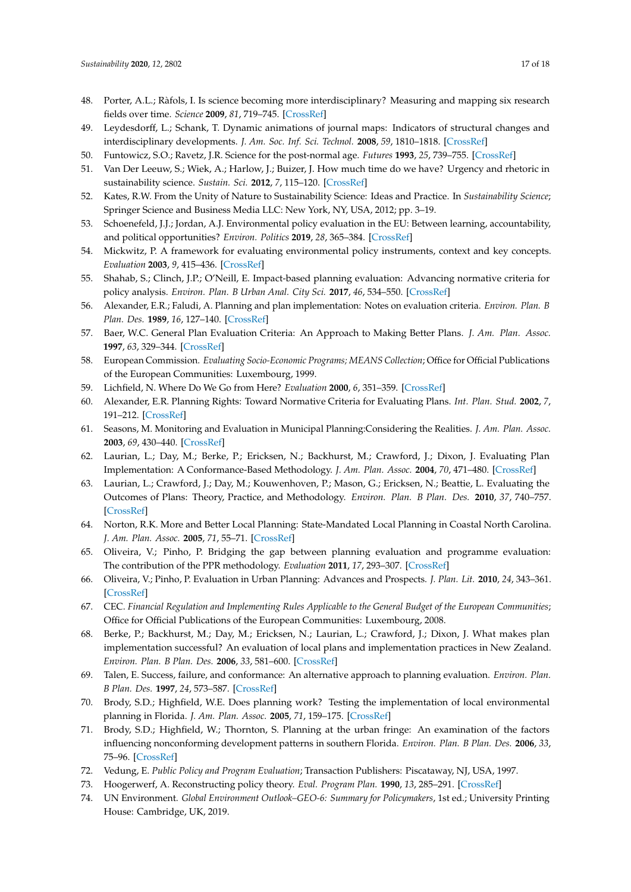48. Porter, A.L.; Ràfols, I. Is science becoming more interdisciplinary? Measuring and mapping six research fields over time. *Science* **2009**, *81*, 719–745. [CrossRef]
49. Leydesdorff, L.; Schank, T. Dynamic animations of journal maps: Indicators of structural changes and interdisciplinary developments. *J. Am. Soc. Inf. Sci. Technol.* **2008**, *59*, 1810–1818. [CrossRef]
50. Funtowicz, S.O.; Ravetz, J.R. Science for the post-normal age. *Futures* **1993**, *25*, 739–755. [CrossRef]
51. Van Der Leeuw, S.; Wiek, A.; Harlow, J.; Buizer, J. How much time do we have? Urgency and rhetoric in sustainability science. *Sustain. Sci.* **2012**, *7*, 115–120. [CrossRef]
52. Kates, R.W. From the Unity of Nature to Sustainability Science: Ideas and Practice. In *Sustainability Science*; Springer Science and Business Media LLC: New York, NY, USA, 2012; pp. 3–19.
53. Schoenefeld, J.J.; Jordan, A.J. Environmental policy evaluation in the EU: Between learning, accountability, and political opportunities? *Environ. Politics* **2019**, *28*, 365–384. [CrossRef]
54. Mickwitz, P. A framework for evaluating environmental policy instruments, context and key concepts. *Evaluation* **2003**, *9*, 415–436. [CrossRef]
55. Shahab, S.; Clinch, J.P.; O'Neill, E. Impact-based planning evaluation: Advancing normative criteria for policy analysis. *Environ. Plan. B Urban Anal. City Sci.* **2017**, *46*, 534–550. [CrossRef]
56. Alexander, E.R.; Faludi, A. Planning and plan implementation: Notes on evaluation criteria. *Environ. Plan. B Plan. Des.* **1989**, *16*, 127–140. [CrossRef]
57. Baer, W.C. General Plan Evaluation Criteria: An Approach to Making Better Plans. *J. Am. Plan. Assoc.* **1997**, *63*, 329–344. [CrossRef]
58. European Commission. *Evaluating Socio-Economic Programs; MEANS Collection*; Office for Official Publications of the European Communities: Luxembourg, 1999.
59. Lichfield, N. Where Do We Go from Here? *Evaluation* **2000**, *6*, 351–359. [CrossRef]
60. Alexander, E.R. Planning Rights: Toward Normative Criteria for Evaluating Plans. *Int. Plan. Stud.* **2002**, *7*, 191–212. [CrossRef]
61. Seasons, M. Monitoring and Evaluation in Municipal Planning:Considering the Realities. *J. Am. Plan. Assoc.* **2003**, *69*, 430–440. [CrossRef]
62. Laurian, L.; Day, M.; Berke, P.; Ericksen, N.; Backhurst, M.; Crawford, J.; Dixon, J. Evaluating Plan Implementation: A Conformance-Based Methodology. *J. Am. Plan. Assoc.* **2004**, *70*, 471–480. [CrossRef]
63. Laurian, L.; Crawford, J.; Day, M.; Kouwenhoven, P.; Mason, G.; Ericksen, N.; Beattie, L. Evaluating the Outcomes of Plans: Theory, Practice, and Methodology. *Environ. Plan. B Plan. Des.* **2010**, *37*, 740–757. [CrossRef]
64. Norton, R.K. More and Better Local Planning: State-Mandated Local Planning in Coastal North Carolina. *J. Am. Plan. Assoc.* **2005**, *71*, 55–71. [CrossRef]
65. Oliveira, V.; Pinho, P. Bridging the gap between planning evaluation and programme evaluation: The contribution of the PPR methodology. *Evaluation* **2011**, *17*, 293–307. [CrossRef]
66. Oliveira, V.; Pinho, P. Evaluation in Urban Planning: Advances and Prospects. *J. Plan. Lit.* **2010**, *24*, 343–361. [CrossRef]
67. CEC. *Financial Regulation and Implementing Rules Applicable to the General Budget of the European Communities*; Office for Official Publications of the European Communities: Luxembourg, 2008.
68. Berke, P.; Backhurst, M.; Day, M.; Ericksen, N.; Laurian, L.; Crawford, J.; Dixon, J. What makes plan implementation successful? An evaluation of local plans and implementation practices in New Zealand. *Environ. Plan. B Plan. Des.* **2006**, *33*, 581–600. [CrossRef]
69. Talen, E. Success, failure, and conformance: An alternative approach to planning evaluation. *Environ. Plan. B Plan. Des.* **1997**, *24*, 573–587. [CrossRef]
70. Brody, S.D.; Highfield, W.E. Does planning work? Testing the implementation of local environmental planning in Florida. *J. Am. Plan. Assoc.* **2005**, *71*, 159–175. [CrossRef]
71. Brody, S.D.; Highfield, W.; Thornton, S. Planning at the urban fringe: An examination of the factors influencing nonconforming development patterns in southern Florida. *Environ. Plan. B Plan. Des.* **2006**, *33*, 75–96. [CrossRef]
72. Vedung, E. *Public Policy and Program Evaluation*; Transaction Publishers: Piscataway, NJ, USA, 1997.
73. Hoogerwerf, A. Reconstructing policy theory. *Eval. Program Plan.* **1990**, *13*, 285–291. [CrossRef]
74. UN Environment. *Global Environment Outlook–GEO-6: Summary for Policymakers*, 1st ed.; University Printing House: Cambridge, UK, 2019.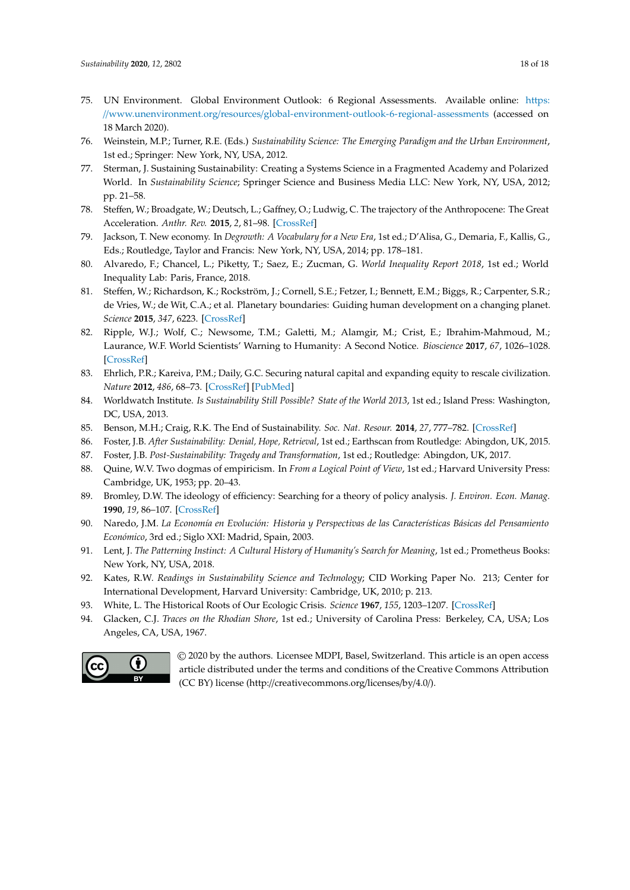75. UN Environment. Global Environment Outlook: 6 Regional Assessments. Available online: https://www.unenvironment.org/resources/global-environment-outlook-6-regional-assessments (accessed on 18 March 2020).
76. Weinstein, M.P.; Turner, R.E. (Eds.) *Sustainability Science: The Emerging Paradigm and the Urban Environment*, 1st ed.; Springer: New York, NY, USA, 2012.
77. Sterman, J. Sustaining Sustainability: Creating a Systems Science in a Fragmented Academy and Polarized World. In *Sustainability Science*; Springer Science and Business Media LLC: New York, NY, USA, 2012; pp. 21–58.
78. Steffen, W.; Broadgate, W.; Deutsch, L.; Gaffney, O.; Ludwig, C. The trajectory of the Anthropocene: The Great Acceleration. *Anthr. Rev.* **2015**, *2*, 81–98. [CrossRef]
79. Jackson, T. New economy. In *Degrowth: A Vocabulary for a New Era*, 1st ed.; D'Alisa, G., Demaria, F., Kallis, G., Eds.; Routledge, Taylor and Francis: New York, NY, USA, 2014; pp. 178–181.
80. Alvaredo, F.; Chancel, L.; Piketty, T.; Saez, E.; Zucman, G. *World Inequality Report 2018*, 1st ed.; World Inequality Lab: Paris, France, 2018.
81. Steffen, W.; Richardson, K.; Rockström, J.; Cornell, S.E.; Fetzer, I.; Bennett, E.M.; Biggs, R.; Carpenter, S.R.; de Vries, W.; de Wit, C.A.; et al. Planetary boundaries: Guiding human development on a changing planet. *Science* **2015**, *347*, 6223. [CrossRef]
82. Ripple, W.J.; Wolf, C.; Newsome, T.M.; Galetti, M.; Alamgir, M.; Crist, E.; Ibrahim-Mahmoud, M.; Laurance, W.F. World Scientists' Warning to Humanity: A Second Notice. *Bioscience* **2017**, *67*, 1026–1028. [CrossRef]
83. Ehrlich, P.R.; Kareiva, P.M.; Daily, G.C. Securing natural capital and expanding equity to rescale civilization. *Nature* **2012**, *486*, 68–73. [CrossRef] [PubMed]
84. Worldwatch Institute. *Is Sustainability Still Possible? State of the World 2013*, 1st ed.; Island Press: Washington, DC, USA, 2013.
85. Benson, M.H.; Craig, R.K. The End of Sustainability. *Soc. Nat. Resour.* **2014**, *27*, 777–782. [CrossRef]
86. Foster, J.B. *After Sustainability: Denial, Hope, Retrieval*, 1st ed.; Earthscan from Routledge: Abingdon, UK, 2015.
87. Foster, J.B. *Post-Sustainability: Tragedy and Transformation*, 1st ed.; Routledge: Abingdon, UK, 2017.
88. Quine, W.V. Two dogmas of empiricism. In *From a Logical Point of View*, 1st ed.; Harvard University Press: Cambridge, UK, 1953; pp. 20–43.
89. Bromley, D.W. The ideology of efficiency: Searching for a theory of policy analysis. *J. Environ. Econ. Manag.* **1990**, *19*, 86–107. [CrossRef]
90. Naredo, J.M. *La Economía en Evolución: Historia y Perspectivas de las Características Básicas del Pensamiento Económico*, 3rd ed.; Siglo XXI: Madrid, Spain, 2003.
91. Lent, J. *The Patterning Instinct: A Cultural History of Humanity's Search for Meaning*, 1st ed.; Prometheus Books: New York, NY, USA, 2018.
92. Kates, R.W. *Readings in Sustainability Science and Technology*; CID Working Paper No. 213; Center for International Development, Harvard University: Cambridge, UK, 2010; p. 213.
93. White, L. The Historical Roots of Our Ecologic Crisis. *Science* **1967**, *155*, 1203–1207. [CrossRef]
94. Glacken, C.J. *Traces on the Rhodian Shore*, 1st ed.; University of Carolina Press: Berkeley, CA, USA; Los Angeles, CA, USA, 1967.

© 2020 by the authors. Licensee MDPI, Basel, Switzerland. This article is an open access article distributed under the terms and conditions of the Creative Commons Attribution (CC BY) license (http://creativecommons.org/licenses/by/4.0/).